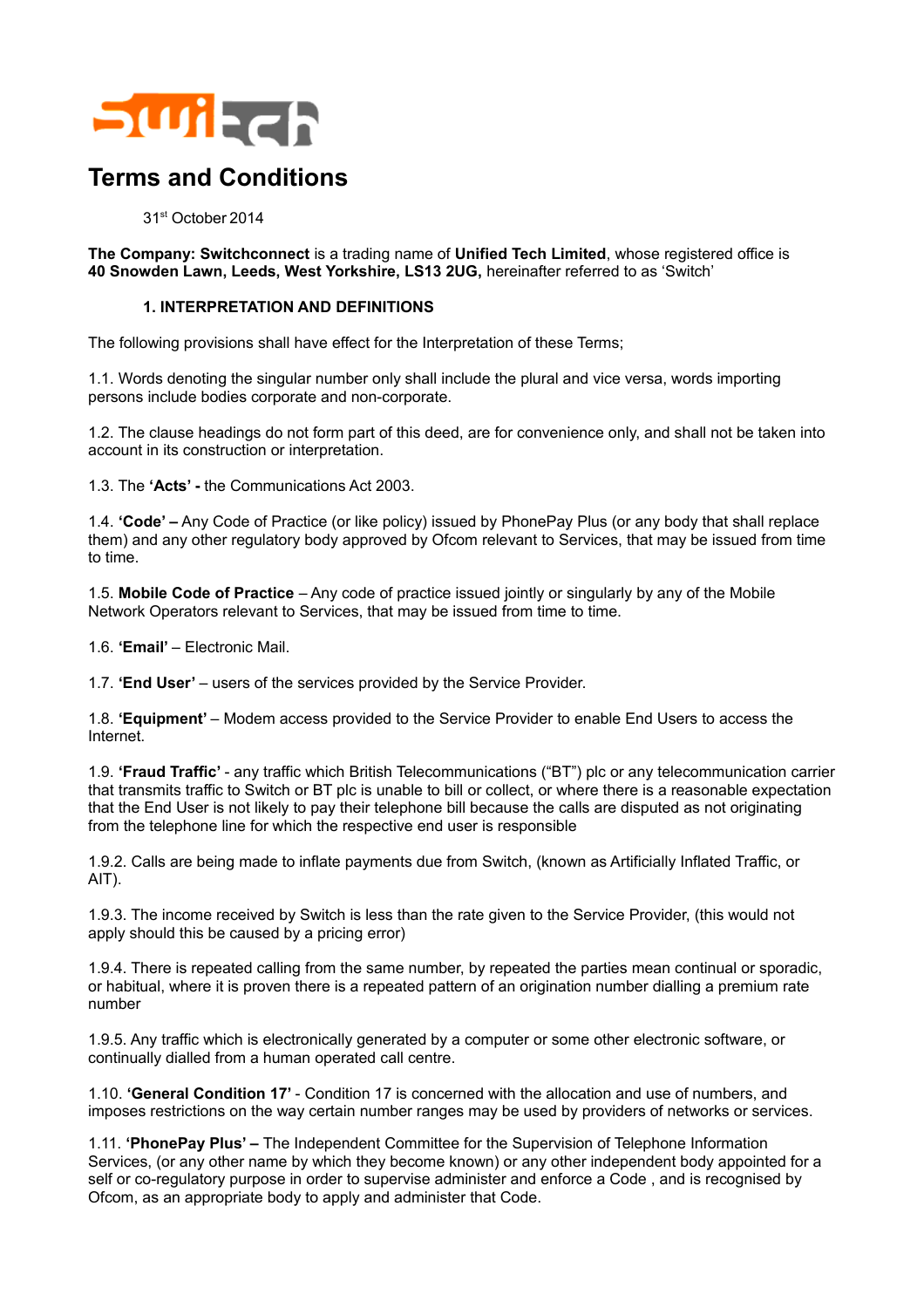# Terms and Conditions

31st October 2014

**The Company: Switchconnect** is a trading name of **Unified Tech Limited**, whose registered office is **40 Snowden Lawn, Leeds, West Yorkshire, LS13 2UG,** hereinafter referred to as 'Switch'

## 1. INTERPRETATION AND DEFINITIONS

The following provisions shall have effect for the Interpretation of these Terms;

1.1. Words denoting the singular number only shall include the plural and vice versa, words importing persons include bodies corporate and non-corporate.

1.2. The clause headings do not form part of this deed, are for convenience only, and shall not be taken into account in its construction or interpretation.

1.3. The **'Acts' -** the Communications Act 2003.

1.4. **'Code' –** Any Code of Practice (or like policy) issued by PhonePay Plus (or any body that shall replace them) and any other regulatory body approved by Ofcom relevant to Services, that may be issued from time to time.

1.5. **Mobile Code of Practice** – Any code of practice issued jointly or singularly by any of the Mobile Network Operators relevant to Services, that may be issued from time to time.

1.6. **'Email'** – Electronic Mail.

1.7. **'End User'** – users of the services provided by the Service Provider.

1.8. **'Equipment'** – Modem access provided to the Service Provider to enable End Users to access the Internet.

1.9. **'Fraud Traffic'** - any traffic which British Telecommunications ("BT") plc or any telecommunication carrier that transmits traffic to Switch or BT plc is unable to bill or collect, or where there is a reasonable expectation that the End User is not likely to pay their telephone bill because the calls are disputed as not originating from the telephone line for which the respective end user is responsible

1.9.2. Calls are being made to inflate payments due from Switch, (known as Artificially Inflated Traffic, or AIT).

1.9.3. The income received by Switch is less than the rate given to the Service Provider, (this would not apply should this be caused by a pricing error)

1.9.4. There is repeated calling from the same number, by repeated the parties mean continual or sporadic, or habitual, where it is proven there is a repeated pattern of an origination number dialling a premium rate number

1.9.5. Any traffic which is electronically generated by a computer or some other electronic software, or continually dialled from a human operated call centre.

1.10. **'General Condition 17'** - Condition 17 is concerned with the allocation and use of numbers, and imposes restrictions on the way certain number ranges may be used by providers of networks or services.

1.11. **'PhonePay Plus' –** The Independent Committee for the Supervision of Telephone Information Services, (or any other name by which they become known) or any other independent body appointed for a self or co-regulatory purpose in order to supervise administer and enforce a Code , and is recognised by Ofcom, as an appropriate body to apply and administer that Code.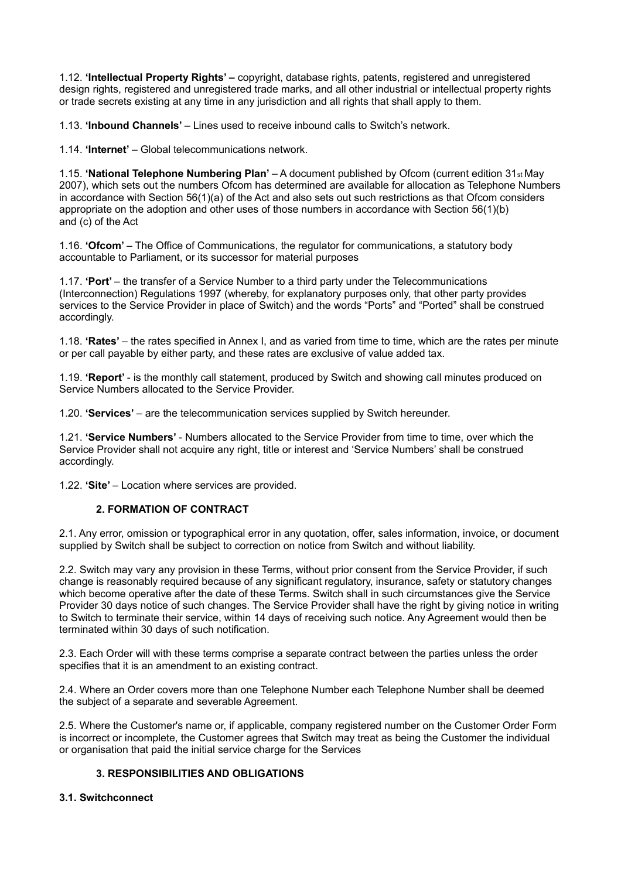1.12. **'Intellectual Property Rights' –** copyright, database rights, patents, registered and unregistered design rights, registered and unregistered trade marks, and all other industrial or intellectual property rights or trade secrets existing at any time in any jurisdiction and all rights that shall apply to them.

1.13. **'Inbound Channels'** – Lines used to receive inbound calls to Switch's network.

1.14. **'Internet'** – Global telecommunications network.

1.15. **'National Telephone Numbering Plan'** – A document published by Ofcom (current edition 31st May 2007), which sets out the numbers Ofcom has determined are available for allocation as Telephone Numbers in accordance with Section 56(1)(a) of the Act and also sets out such restrictions as that Ofcom considers appropriate on the adoption and other uses of those numbers in accordance with Section 56(1)(b) and (c) of the Act

1.16. **'Ofcom'** – The Office of Communications, the regulator for communications, a statutory body accountable to Parliament, or its successor for material purposes

1.17. **'Port'** – the transfer of a Service Number to a third party under the Telecommunications (Interconnection) Regulations 1997 (whereby, for explanatory purposes only, that other party provides services to the Service Provider in place of Switch) and the words "Ports" and "Ported" shall be construed accordingly.

1.18. **'Rates'** – the rates specified in Annex I, and as varied from time to time, which are the rates per minute or per call payable by either party, and these rates are exclusive of value added tax.

1.19. **'Report'** - is the monthly call statement, produced by Switch and showing call minutes produced on Service Numbers allocated to the Service Provider.

1.20. **'Services'** – are the telecommunication services supplied by Switch hereunder.

1.21. **'Service Numbers'** - Numbers allocated to the Service Provider from time to time, over which the Service Provider shall not acquire any right, title or interest and 'Service Numbers' shall be construed accordingly.

1.22. **'Site'** – Location where services are provided.

## 2. FORMATION OF CONTRACT

2.1. Any error, omission or typographical error in any quotation, offer, sales information, invoice, or document supplied by Switch shall be subject to correction on notice from Switch and without liability.

2.2. Switch may vary any provision in these Terms, without prior consent from the Service Provider, if such change is reasonably required because of any significant regulatory, insurance, safety or statutory changes which become operative after the date of these Terms. Switch shall in such circumstances give the Service Provider 30 days notice of such changes. The Service Provider shall have the right by giving notice in writing to Switch to terminate their service, within 14 days of receiving such notice. Any Agreement would then be terminated within 30 days of such notification.

2.3. Each Order will with these terms comprise a separate contract between the parties unless the order specifies that it is an amendment to an existing contract.

2.4. Where an Order covers more than one Telephone Number each Telephone Number shall be deemed the subject of a separate and severable Agreement.

2.5. Where the Customer's name or, if applicable, company registered number on the Customer Order Form is incorrect or incomplete, the Customer agrees that Switch may treat as being the Customer the individual or organisation that paid the initial service charge for the Services

## 3. RESPONSIBILITIES AND OBLIGATIONS

**3.1. Switchconnect**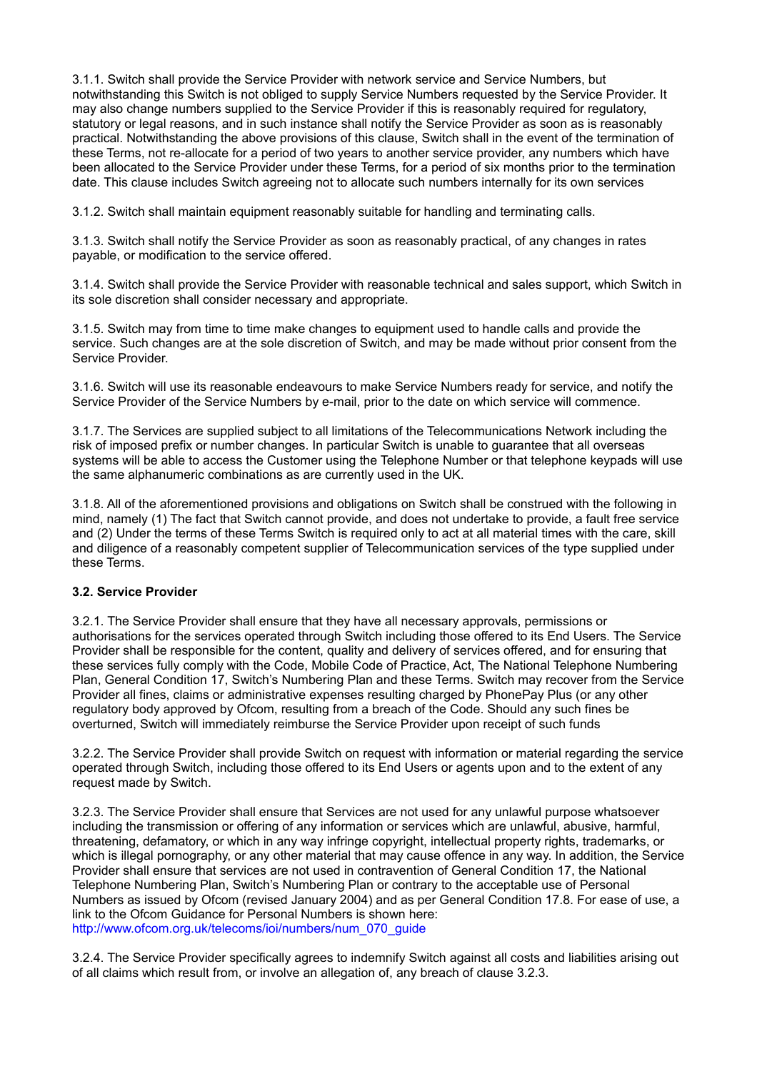3.1.1. Switch shall provide the Service Provider with network service and Service Numbers, but notwithstanding this Switch is not obliged to supply Service Numbers requested by the Service Provider. It may also change numbers supplied to the Service Provider if this is reasonably required for regulatory, statutory or legal reasons, and in such instance shall notify the Service Provider as soon as is reasonably practical. Notwithstanding the above provisions of this clause, Switch shall in the event of the termination of these Terms, not re-allocate for a period of two years to another service provider, any numbers which have been allocated to the Service Provider under these Terms, for a period of six months prior to the termination date. This clause includes Switch agreeing not to allocate such numbers internally for its own services

3.1.2. Switch shall maintain equipment reasonably suitable for handling and terminating calls.

3.1.3. Switch shall notify the Service Provider as soon as reasonably practical, of any changes in rates payable, or modification to the service offered.

3.1.4. Switch shall provide the Service Provider with reasonable technical and sales support, which Switch in its sole discretion shall consider necessary and appropriate.

3.1.5. Switch may from time to time make changes to equipment used to handle calls and provide the service. Such changes are at the sole discretion of Switch, and may be made without prior consent from the Service Provider.

3.1.6. Switch will use its reasonable endeavours to make Service Numbers ready for service, and notify the Service Provider of the Service Numbers by e-mail, prior to the date on which service will commence.

3.1.7. The Services are supplied subject to all limitations of the Telecommunications Network including the risk of imposed prefix or number changes. In particular Switch is unable to guarantee that all overseas systems will be able to access the Customer using the Telephone Number or that telephone keypads will use the same alphanumeric combinations as are currently used in the UK.

3.1.8. All of the aforementioned provisions and obligations on Switch shall be construed with the following in mind, namely (1) The fact that Switch cannot provide, and does not undertake to provide, a fault free service and (2) Under the terms of these Terms Switch is required only to act at all material times with the care, skill and diligence of a reasonably competent supplier of Telecommunication services of the type supplied under these Terms.

**3.2. Service Provider**

3.2.1. The Service Provider shall ensure that they have all necessary approvals, permissions or authorisations for the services operated through Switch including those offered to its End Users. The Service Provider shall be responsible for the content, quality and delivery of services offered, and for ensuring that these services fully comply with the Code, Mobile Code of Practice, Act, The National Telephone Numbering Plan, General Condition 17, Switch's Numbering Plan and these Terms. Switch may recover from the Service Provider all fines, claims or administrative expenses resulting charged by PhonePay Plus (or any other regulatory body approved by Ofcom, resulting from a breach of the Code. Should any such fines be overturned, Switch will immediately reimburse the Service Provider upon receipt of such funds

3.2.2. The Service Provider shall provide Switch on request with information or material regarding the service operated through Switch, including those offered to its End Users or agents upon and to the extent of any request made by Switch.

3.2.3. The Service Provider shall ensure that Services are not used for any unlawful purpose whatsoever including the transmission or offering of any information or services which are unlawful, abusive, harmful, threatening, defamatory, or which in any way infringe copyright, intellectual property rights, trademarks, or which is illegal pornography, or any other material that may cause offence in any way. In addition, the Service Provider shall ensure that services are not used in contravention of General Condition 17, the National Telephone Numbering Plan, Switch's Numbering Plan or contrary to the acceptable use of Personal Numbers as issued by Ofcom (revised January 2004) and as per General Condition 17.8. For ease of use, a link to the Ofcom Guidance for Personal Numbers is shown here: http://www.ofcom.org.uk/telecoms/ioi/numbers/num_070_guide

3.2.4. The Service Provider specifically agrees to indemnify Switch against all costs and liabilities arising out of all claims which result from, or involve an allegation of, any breach of clause 3.2.3.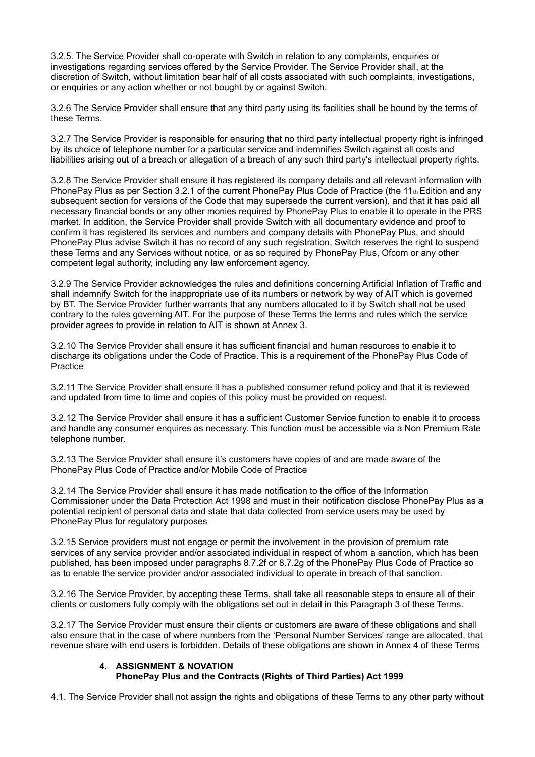3.2.5. The Service Provider shall co-operate with Switch in relation to any complaints, enquiries or investigations regarding services offered by the Service Provider. The Service Provider shall, at the discretion of Switch, without limitation bear half of all costs associated with such complaints, investigations, or enquiries or any action whether or not bought by or against Switch.

3.2.6 The Service Provider shall ensure that any third party using its facilities shall be bound by the terms of these Terms.

3.2.7 The Service Provider is responsible for ensuring that no third party intellectual property right is infringed by its choice of telephone number for a particular service and indemnifies Switch against all costs and liabilities arising out of a breach or allegation of a breach of any such third party's intellectual property rights.

3.2.8 The Service Provider shall ensure it has registered its company details and all relevant information with PhonePay Plus as per Section 3.2.1 of the current PhonePay Plus Code of Practice (the 11th Edition and any subsequent section for versions of the Code that may supersede the current version), and that it has paid all necessary financial bonds or any other monies required by PhonePay Plus to enable it to operate in the PRS market. In addition, the Service Provider shall provide Switch with all documentary evidence and proof to confirm it has registered its services and numbers and company details with PhonePay Plus, and should PhonePay Plus advise Switch it has no record of any such registration, Switch reserves the right to suspend these Terms and any Services without notice, or as so required by PhonePay Plus, Ofcom or any other competent legal authority, including any law enforcement agency.

3.2.9 The Service Provider acknowledges the rules and definitions concerning Artificial Inflation of Traffic and shall indemnify Switch for the inappropriate use of its numbers or network by way of AIT which is governed by BT. The Service Provider further warrants that any numbers allocated to it by Switch shall not be used contrary to the rules governing AIT. For the purpose of these Terms the terms and rules which the service provider agrees to provide in relation to AIT is shown at Annex 3.

3.2.10 The Service Provider shall ensure it has sufficient financial and human resources to enable it to discharge its obligations under the Code of Practice. This is a requirement of the PhonePay Plus Code of Practice

3.2.11 The Service Provider shall ensure it has a published consumer refund policy and that it is reviewed and updated from time to time and copies of this policy must be provided on request.

3.2.12 The Service Provider shall ensure it has a sufficient Customer Service function to enable it to process and handle any consumer enquires as necessary. This function must be accessible via a Non Premium Rate telephone number.

3.2.13 The Service Provider shall ensure it's customers have copies of and are made aware of the PhonePay Plus Code of Practice and/or Mobile Code of Practice

3.2.14 The Service Provider shall ensure it has made notification to the office of the Information Commissioner under the Data Protection Act 1998 and must in their notification disclose PhonePay Plus as a potential recipient of personal data and state that data collected from service users may be used by PhonePay Plus for regulatory purposes

3.2.15 Service providers must not engage or permit the involvement in the provision of premium rate services of any service provider and/or associated individual in respect of whom a sanction, which has been published, has been imposed under paragraphs 8.7.2f or 8.7.2g of the PhonePay Plus Code of Practice so as to enable the service provider and/or associated individual to operate in breach of that sanction.

3.2.16 The Service Provider, by accepting these Terms, shall take all reasonable steps to ensure all of their clients or customers fully comply with the obligations set out in detail in this Paragraph 3 of these Terms.

3.2.17 The Service Provider must ensure their clients or customers are aware of these obligations and shall also ensure that in the case of where numbers from the 'Personal Number Services' range are allocated, that revenue share with end users is forbidden. Details of these obligations are shown in Annex 4 of these Terms

## 4. ASSIGNMENT & NOVATION
**PhonePay Plus and the Contracts (Rights of Third Parties) Act 1999**

4.1. The Service Provider shall not assign the rights and obligations of these Terms to any other party without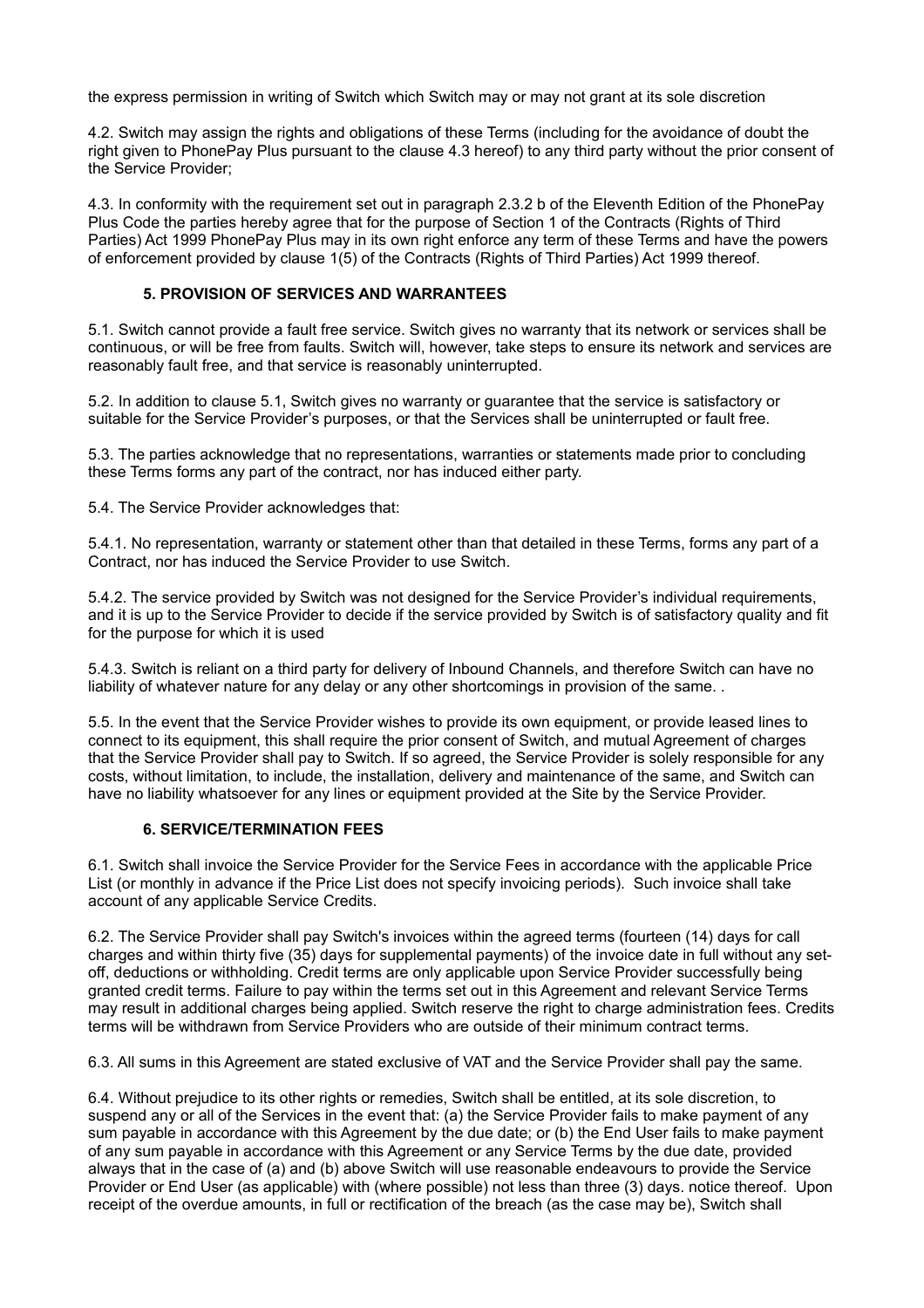the express permission in writing of Switch which Switch may or may not grant at its sole discretion

4.2. Switch may assign the rights and obligations of these Terms (including for the avoidance of doubt the right given to PhonePay Plus pursuant to the clause 4.3 hereof) to any third party without the prior consent of the Service Provider;

4.3. In conformity with the requirement set out in paragraph 2.3.2 b of the Eleventh Edition of the PhonePay Plus Code the parties hereby agree that for the purpose of Section 1 of the Contracts (Rights of Third Parties) Act 1999 PhonePay Plus may in its own right enforce any term of these Terms and have the powers of enforcement provided by clause 1(5) of the Contracts (Rights of Third Parties) Act 1999 thereof.

### 5. PROVISION OF SERVICES AND WARRANTEES

5.1. Switch cannot provide a fault free service. Switch gives no warranty that its network or services shall be continuous, or will be free from faults. Switch will, however, take steps to ensure its network and services are reasonably fault free, and that service is reasonably uninterrupted.

5.2. In addition to clause 5.1, Switch gives no warranty or guarantee that the service is satisfactory or suitable for the Service Provider's purposes, or that the Services shall be uninterrupted or fault free.

5.3. The parties acknowledge that no representations, warranties or statements made prior to concluding these Terms forms any part of the contract, nor has induced either party.

5.4. The Service Provider acknowledges that:

5.4.1. No representation, warranty or statement other than that detailed in these Terms, forms any part of a Contract, nor has induced the Service Provider to use Switch.

5.4.2. The service provided by Switch was not designed for the Service Provider's individual requirements, and it is up to the Service Provider to decide if the service provided by Switch is of satisfactory quality and fit for the purpose for which it is used

5.4.3. Switch is reliant on a third party for delivery of Inbound Channels, and therefore Switch can have no liability of whatever nature for any delay or any other shortcomings in provision of the same. .

5.5. In the event that the Service Provider wishes to provide its own equipment, or provide leased lines to connect to its equipment, this shall require the prior consent of Switch, and mutual Agreement of charges that the Service Provider shall pay to Switch. If so agreed, the Service Provider is solely responsible for any costs, without limitation, to include, the installation, delivery and maintenance of the same, and Switch can have no liability whatsoever for any lines or equipment provided at the Site by the Service Provider.

### 6. SERVICE/TERMINATION FEES

6.1. Switch shall invoice the Service Provider for the Service Fees in accordance with the applicable Price List (or monthly in advance if the Price List does not specify invoicing periods). Such invoice shall take account of any applicable Service Credits.

6.2. The Service Provider shall pay Switch's invoices within the agreed terms (fourteen (14) days for call charges and within thirty five (35) days for supplemental payments) of the invoice date in full without any set-off, deductions or withholding. Credit terms are only applicable upon Service Provider successfully being granted credit terms. Failure to pay within the terms set out in this Agreement and relevant Service Terms may result in additional charges being applied. Switch reserve the right to charge administration fees. Credits terms will be withdrawn from Service Providers who are outside of their minimum contract terms.

6.3. All sums in this Agreement are stated exclusive of VAT and the Service Provider shall pay the same.

6.4. Without prejudice to its other rights or remedies, Switch shall be entitled, at its sole discretion, to suspend any or all of the Services in the event that: (a) the Service Provider fails to make payment of any sum payable in accordance with this Agreement by the due date; or (b) the End User fails to make payment of any sum payable in accordance with this Agreement or any Service Terms by the due date, provided always that in the case of (a) and (b) above Switch will use reasonable endeavours to provide the Service Provider or End User (as applicable) with (where possible) not less than three (3) days. notice thereof. Upon receipt of the overdue amounts, in full or rectification of the breach (as the case may be), Switch shall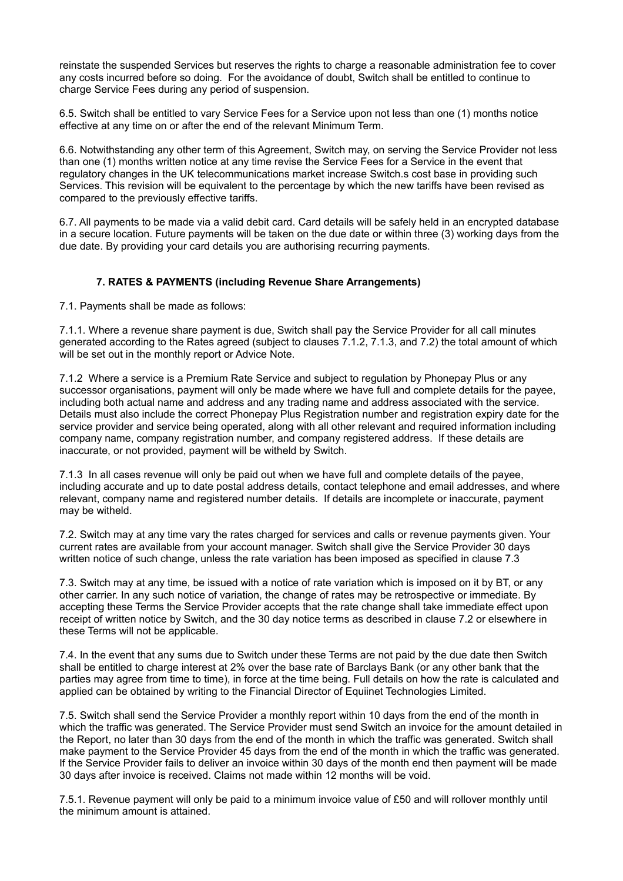reinstate the suspended Services but reserves the rights to charge a reasonable administration fee to cover any costs incurred before so doing. For the avoidance of doubt, Switch shall be entitled to continue to charge Service Fees during any period of suspension.

6.5. Switch shall be entitled to vary Service Fees for a Service upon not less than one (1) months notice effective at any time on or after the end of the relevant Minimum Term.

6.6. Notwithstanding any other term of this Agreement, Switch may, on serving the Service Provider not less than one (1) months written notice at any time revise the Service Fees for a Service in the event that regulatory changes in the UK telecommunications market increase Switch.s cost base in providing such Services. This revision will be equivalent to the percentage by which the new tariffs have been revised as compared to the previously effective tariffs.

6.7. All payments to be made via a valid debit card. Card details will be safely held in an encrypted database in a secure location. Future payments will be taken on the due date or within three (3) working days from the due date. By providing your card details you are authorising recurring payments.

## 7. RATES & PAYMENTS (including Revenue Share Arrangements)

7.1. Payments shall be made as follows:

7.1.1. Where a revenue share payment is due, Switch shall pay the Service Provider for all call minutes generated according to the Rates agreed (subject to clauses 7.1.2, 7.1.3, and 7.2) the total amount of which will be set out in the monthly report or Advice Note.

7.1.2 Where a service is a Premium Rate Service and subject to regulation by Phonepay Plus or any successor organisations, payment will only be made where we have full and complete details for the payee, including both actual name and address and any trading name and address associated with the service. Details must also include the correct Phonepay Plus Registration number and registration expiry date for the service provider and service being operated, along with all other relevant and required information including company name, company registration number, and company registered address. If these details are inaccurate, or not provided, payment will be witheld by Switch.

7.1.3 In all cases revenue will only be paid out when we have full and complete details of the payee, including accurate and up to date postal address details, contact telephone and email addresses, and where relevant, company name and registered number details. If details are incomplete or inaccurate, payment may be witheld.

7.2. Switch may at any time vary the rates charged for services and calls or revenue payments given. Your current rates are available from your account manager. Switch shall give the Service Provider 30 days written notice of such change, unless the rate variation has been imposed as specified in clause 7.3

7.3. Switch may at any time, be issued with a notice of rate variation which is imposed on it by BT, or any other carrier. In any such notice of variation, the change of rates may be retrospective or immediate. By accepting these Terms the Service Provider accepts that the rate change shall take immediate effect upon receipt of written notice by Switch, and the 30 day notice terms as described in clause 7.2 or elsewhere in these Terms will not be applicable.

7.4. In the event that any sums due to Switch under these Terms are not paid by the due date then Switch shall be entitled to charge interest at 2% over the base rate of Barclays Bank (or any other bank that the parties may agree from time to time), in force at the time being. Full details on how the rate is calculated and applied can be obtained by writing to the Financial Director of Equiinet Technologies Limited.

7.5. Switch shall send the Service Provider a monthly report within 10 days from the end of the month in which the traffic was generated. The Service Provider must send Switch an invoice for the amount detailed in the Report, no later than 30 days from the end of the month in which the traffic was generated. Switch shall make payment to the Service Provider 45 days from the end of the month in which the traffic was generated. If the Service Provider fails to deliver an invoice within 30 days of the month end then payment will be made 30 days after invoice is received. Claims not made within 12 months will be void.

7.5.1. Revenue payment will only be paid to a minimum invoice value of £50 and will rollover monthly until the minimum amount is attained.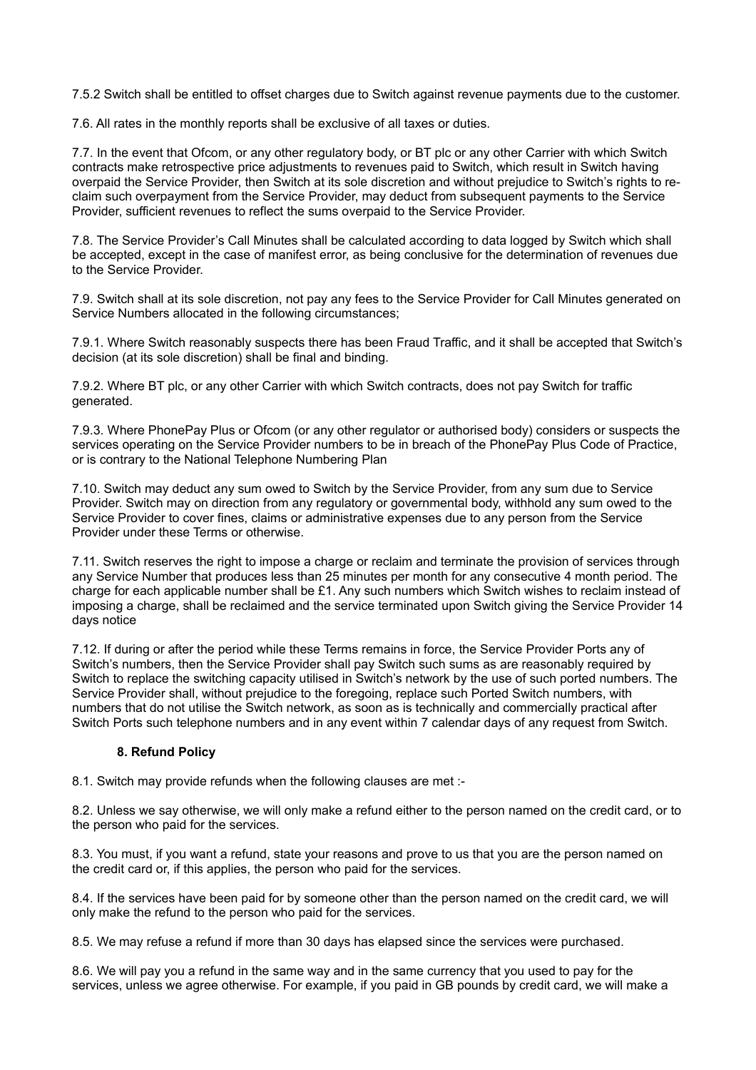7.5.2 Switch shall be entitled to offset charges due to Switch against revenue payments due to the customer.

7.6. All rates in the monthly reports shall be exclusive of all taxes or duties.

7.7. In the event that Ofcom, or any other regulatory body, or BT plc or any other Carrier with which Switch contracts make retrospective price adjustments to revenues paid to Switch, which result in Switch having overpaid the Service Provider, then Switch at its sole discretion and without prejudice to Switch's rights to re-claim such overpayment from the Service Provider, may deduct from subsequent payments to the Service Provider, sufficient revenues to reflect the sums overpaid to the Service Provider.

7.8. The Service Provider's Call Minutes shall be calculated according to data logged by Switch which shall be accepted, except in the case of manifest error, as being conclusive for the determination of revenues due to the Service Provider.

7.9. Switch shall at its sole discretion, not pay any fees to the Service Provider for Call Minutes generated on Service Numbers allocated in the following circumstances;

7.9.1. Where Switch reasonably suspects there has been Fraud Traffic, and it shall be accepted that Switch's decision (at its sole discretion) shall be final and binding.

7.9.2. Where BT plc, or any other Carrier with which Switch contracts, does not pay Switch for traffic generated.

7.9.3. Where PhonePay Plus or Ofcom (or any other regulator or authorised body) considers or suspects the services operating on the Service Provider numbers to be in breach of the PhonePay Plus Code of Practice, or is contrary to the National Telephone Numbering Plan

7.10. Switch may deduct any sum owed to Switch by the Service Provider, from any sum due to Service Provider. Switch may on direction from any regulatory or governmental body, withhold any sum owed to the Service Provider to cover fines, claims or administrative expenses due to any person from the Service Provider under these Terms or otherwise.

7.11. Switch reserves the right to impose a charge or reclaim and terminate the provision of services through any Service Number that produces less than 25 minutes per month for any consecutive 4 month period. The charge for each applicable number shall be £1. Any such numbers which Switch wishes to reclaim instead of imposing a charge, shall be reclaimed and the service terminated upon Switch giving the Service Provider 14 days notice

7.12. If during or after the period while these Terms remains in force, the Service Provider Ports any of Switch's numbers, then the Service Provider shall pay Switch such sums as are reasonably required by Switch to replace the switching capacity utilised in Switch's network by the use of such ported numbers. The Service Provider shall, without prejudice to the foregoing, replace such Ported Switch numbers, with numbers that do not utilise the Switch network, as soon as is technically and commercially practical after Switch Ports such telephone numbers and in any event within 7 calendar days of any request from Switch.

## 8. Refund Policy

8.1. Switch may provide refunds when the following clauses are met :-

8.2. Unless we say otherwise, we will only make a refund either to the person named on the credit card, or to the person who paid for the services.

8.3. You must, if you want a refund, state your reasons and prove to us that you are the person named on the credit card or, if this applies, the person who paid for the services.

8.4. If the services have been paid for by someone other than the person named on the credit card, we will only make the refund to the person who paid for the services.

8.5. We may refuse a refund if more than 30 days has elapsed since the services were purchased.

8.6. We will pay you a refund in the same way and in the same currency that you used to pay for the services, unless we agree otherwise. For example, if you paid in GB pounds by credit card, we will make a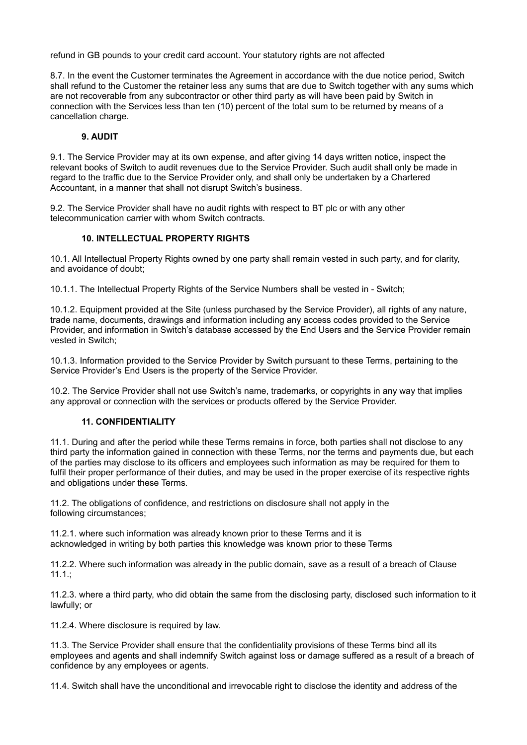refund in GB pounds to your credit card account. Your statutory rights are not affected

8.7. In the event the Customer terminates the Agreement in accordance with the due notice period, Switch shall refund to the Customer the retainer less any sums that are due to Switch together with any sums which are not recoverable from any subcontractor or other third party as will have been paid by Switch in connection with the Services less than ten (10) percent of the total sum to be returned by means of a cancellation charge.

### 9. AUDIT

9.1. The Service Provider may at its own expense, and after giving 14 days written notice, inspect the relevant books of Switch to audit revenues due to the Service Provider. Such audit shall only be made in regard to the traffic due to the Service Provider only, and shall only be undertaken by a Chartered Accountant, in a manner that shall not disrupt Switch's business.

9.2. The Service Provider shall have no audit rights with respect to BT plc or with any other telecommunication carrier with whom Switch contracts.

### 10. INTELLECTUAL PROPERTY RIGHTS

10.1. All Intellectual Property Rights owned by one party shall remain vested in such party, and for clarity, and avoidance of doubt;

10.1.1. The Intellectual Property Rights of the Service Numbers shall be vested in - Switch;

10.1.2. Equipment provided at the Site (unless purchased by the Service Provider), all rights of any nature, trade name, documents, drawings and information including any access codes provided to the Service Provider, and information in Switch's database accessed by the End Users and the Service Provider remain vested in Switch;

10.1.3. Information provided to the Service Provider by Switch pursuant to these Terms, pertaining to the Service Provider's End Users is the property of the Service Provider.

10.2. The Service Provider shall not use Switch's name, trademarks, or copyrights in any way that implies any approval or connection with the services or products offered by the Service Provider.

### 11. CONFIDENTIALITY

11.1. During and after the period while these Terms remains in force, both parties shall not disclose to any third party the information gained in connection with these Terms, nor the terms and payments due, but each of the parties may disclose to its officers and employees such information as may be required for them to fulfil their proper performance of their duties, and may be used in the proper exercise of its respective rights and obligations under these Terms.

11.2. The obligations of confidence, and restrictions on disclosure shall not apply in the following circumstances;

11.2.1. where such information was already known prior to these Terms and it is acknowledged in writing by both parties this knowledge was known prior to these Terms

11.2.2. Where such information was already in the public domain, save as a result of a breach of Clause 11.1.;

11.2.3. where a third party, who did obtain the same from the disclosing party, disclosed such information to it lawfully; or

11.2.4. Where disclosure is required by law.

11.3. The Service Provider shall ensure that the confidentiality provisions of these Terms bind all its employees and agents and shall indemnify Switch against loss or damage suffered as a result of a breach of confidence by any employees or agents.

11.4. Switch shall have the unconditional and irrevocable right to disclose the identity and address of the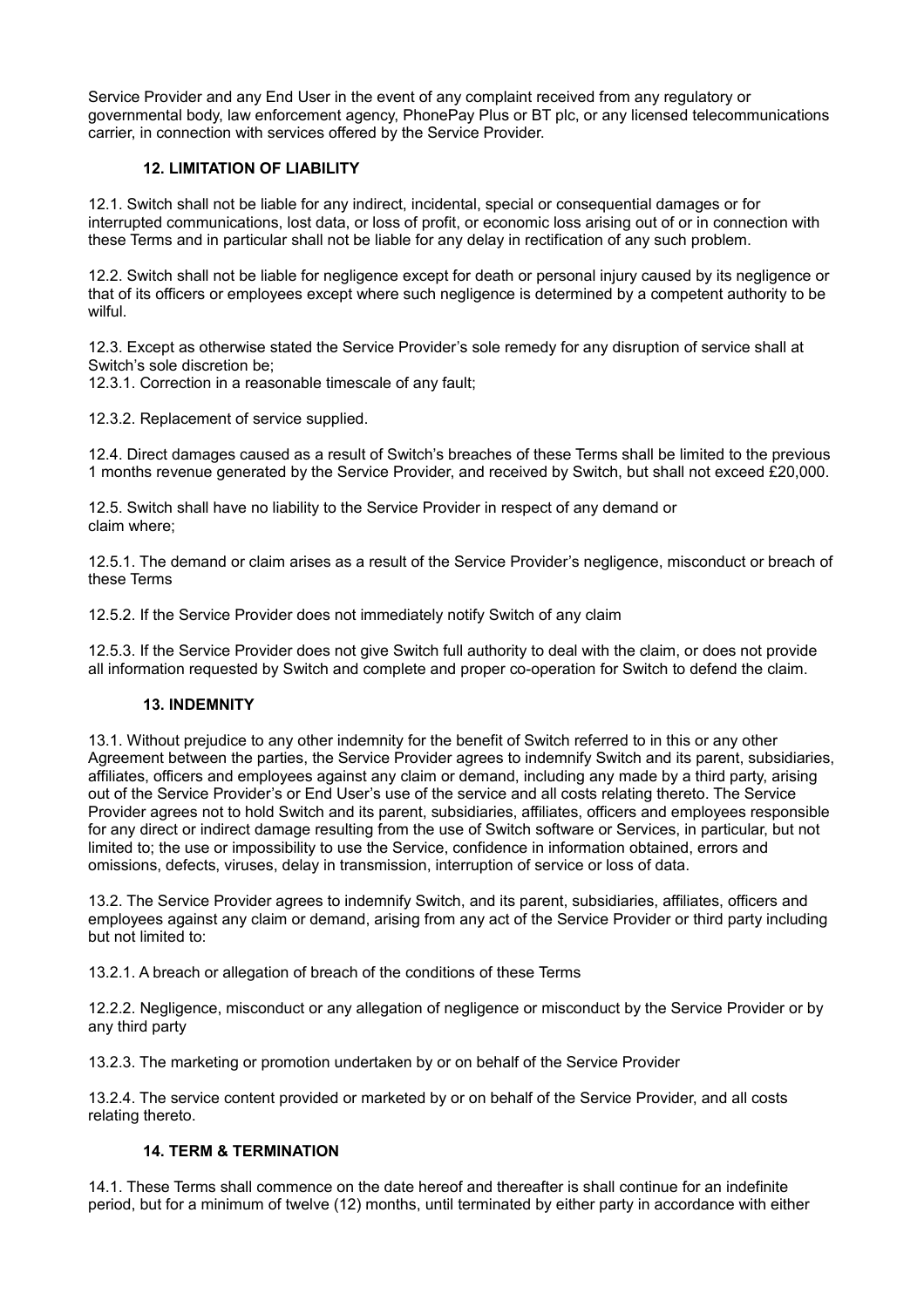Service Provider and any End User in the event of any complaint received from any regulatory or governmental body, law enforcement agency, PhonePay Plus or BT plc, or any licensed telecommunications carrier, in connection with services offered by the Service Provider.

### 12. LIMITATION OF LIABILITY

12.1. Switch shall not be liable for any indirect, incidental, special or consequential damages or for interrupted communications, lost data, or loss of profit, or economic loss arising out of or in connection with these Terms and in particular shall not be liable for any delay in rectification of any such problem.

12.2. Switch shall not be liable for negligence except for death or personal injury caused by its negligence or that of its officers or employees except where such negligence is determined by a competent authority to be wilful.

12.3. Except as otherwise stated the Service Provider's sole remedy for any disruption of service shall at Switch's sole discretion be;

12.3.1. Correction in a reasonable timescale of any fault;

12.3.2. Replacement of service supplied.

12.4. Direct damages caused as a result of Switch's breaches of these Terms shall be limited to the previous 1 months revenue generated by the Service Provider, and received by Switch, but shall not exceed £20,000.

12.5. Switch shall have no liability to the Service Provider in respect of any demand or claim where;

12.5.1. The demand or claim arises as a result of the Service Provider's negligence, misconduct or breach of these Terms

12.5.2. If the Service Provider does not immediately notify Switch of any claim

12.5.3. If the Service Provider does not give Switch full authority to deal with the claim, or does not provide all information requested by Switch and complete and proper co-operation for Switch to defend the claim.

### 13. INDEMNITY

13.1. Without prejudice to any other indemnity for the benefit of Switch referred to in this or any other Agreement between the parties, the Service Provider agrees to indemnify Switch and its parent, subsidiaries, affiliates, officers and employees against any claim or demand, including any made by a third party, arising out of the Service Provider's or End User's use of the service and all costs relating thereto. The Service Provider agrees not to hold Switch and its parent, subsidiaries, affiliates, officers and employees responsible for any direct or indirect damage resulting from the use of Switch software or Services, in particular, but not limited to; the use or impossibility to use the Service, confidence in information obtained, errors and omissions, defects, viruses, delay in transmission, interruption of service or loss of data.

13.2. The Service Provider agrees to indemnify Switch, and its parent, subsidiaries, affiliates, officers and employees against any claim or demand, arising from any act of the Service Provider or third party including but not limited to:

13.2.1. A breach or allegation of breach of the conditions of these Terms

12.2.2. Negligence, misconduct or any allegation of negligence or misconduct by the Service Provider or by any third party

13.2.3. The marketing or promotion undertaken by or on behalf of the Service Provider

13.2.4. The service content provided or marketed by or on behalf of the Service Provider, and all costs relating thereto.

### 14. TERM & TERMINATION

14.1. These Terms shall commence on the date hereof and thereafter is shall continue for an indefinite period, but for a minimum of twelve (12) months, until terminated by either party in accordance with either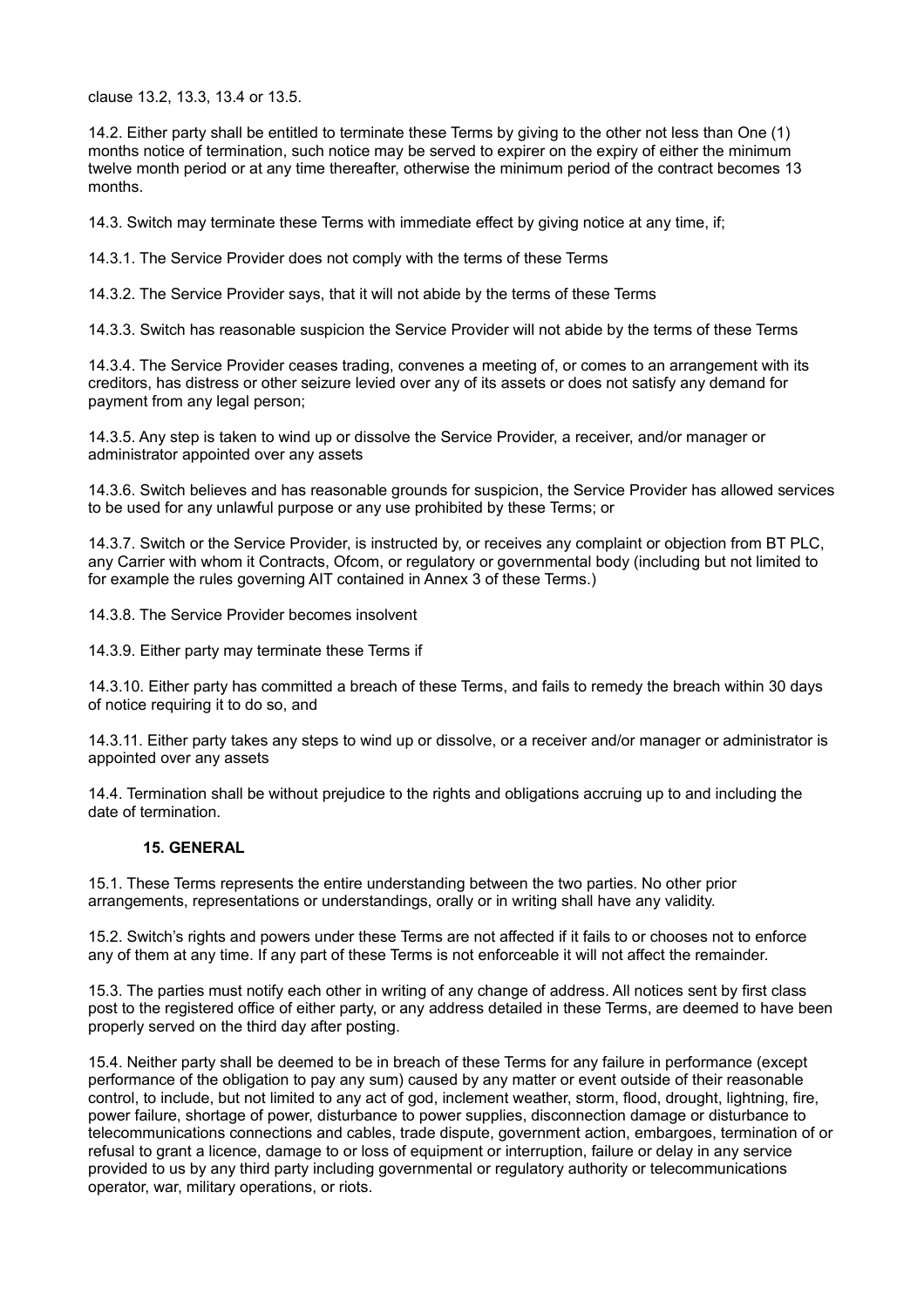clause 13.2, 13.3, 13.4 or 13.5.

14.2. Either party shall be entitled to terminate these Terms by giving to the other not less than One (1) months notice of termination, such notice may be served to expirer on the expiry of either the minimum twelve month period or at any time thereafter, otherwise the minimum period of the contract becomes 13 months.

14.3. Switch may terminate these Terms with immediate effect by giving notice at any time, if;

14.3.1. The Service Provider does not comply with the terms of these Terms

14.3.2. The Service Provider says, that it will not abide by the terms of these Terms

14.3.3. Switch has reasonable suspicion the Service Provider will not abide by the terms of these Terms

14.3.4. The Service Provider ceases trading, convenes a meeting of, or comes to an arrangement with its creditors, has distress or other seizure levied over any of its assets or does not satisfy any demand for payment from any legal person;

14.3.5. Any step is taken to wind up or dissolve the Service Provider, a receiver, and/or manager or administrator appointed over any assets

14.3.6. Switch believes and has reasonable grounds for suspicion, the Service Provider has allowed services to be used for any unlawful purpose or any use prohibited by these Terms; or

14.3.7. Switch or the Service Provider, is instructed by, or receives any complaint or objection from BT PLC, any Carrier with whom it Contracts, Ofcom, or regulatory or governmental body (including but not limited to for example the rules governing AIT contained in Annex 3 of these Terms.)

14.3.8. The Service Provider becomes insolvent

14.3.9. Either party may terminate these Terms if

14.3.10. Either party has committed a breach of these Terms, and fails to remedy the breach within 30 days of notice requiring it to do so, and

14.3.11. Either party takes any steps to wind up or dissolve, or a receiver and/or manager or administrator is appointed over any assets

14.4. Termination shall be without prejudice to the rights and obligations accruing up to and including the date of termination.

## 15. GENERAL

15.1. These Terms represents the entire understanding between the two parties. No other prior arrangements, representations or understandings, orally or in writing shall have any validity.

15.2. Switch's rights and powers under these Terms are not affected if it fails to or chooses not to enforce any of them at any time. If any part of these Terms is not enforceable it will not affect the remainder.

15.3. The parties must notify each other in writing of any change of address. All notices sent by first class post to the registered office of either party, or any address detailed in these Terms, are deemed to have been properly served on the third day after posting.

15.4. Neither party shall be deemed to be in breach of these Terms for any failure in performance (except performance of the obligation to pay any sum) caused by any matter or event outside of their reasonable control, to include, but not limited to any act of god, inclement weather, storm, flood, drought, lightning, fire, power failure, shortage of power, disturbance to power supplies, disconnection damage or disturbance to telecommunications connections and cables, trade dispute, government action, embargoes, termination of or refusal to grant a licence, damage to or loss of equipment or interruption, failure or delay in any service provided to us by any third party including governmental or regulatory authority or telecommunications operator, war, military operations, or riots.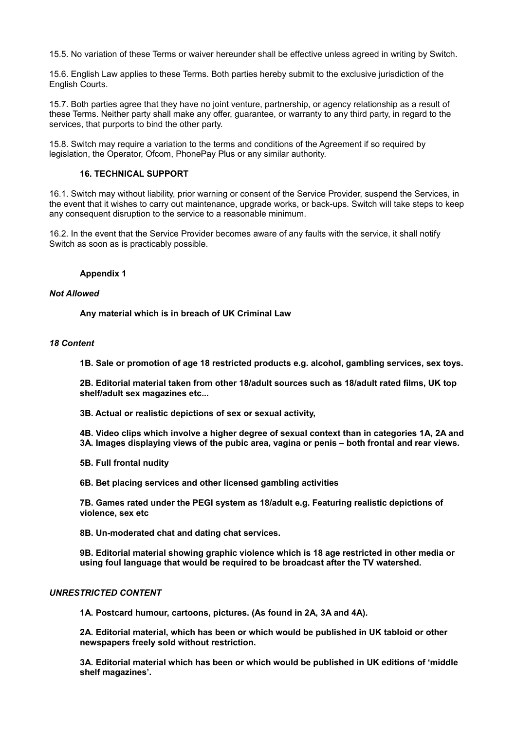15.5. No variation of these Terms or waiver hereunder shall be effective unless agreed in writing by Switch.

15.6. English Law applies to these Terms. Both parties hereby submit to the exclusive jurisdiction of the English Courts.

15.7. Both parties agree that they have no joint venture, partnership, or agency relationship as a result of these Terms. Neither party shall make any offer, guarantee, or warranty to any third party, in regard to the services, that purports to bind the other party.

15.8. Switch may require a variation to the terms and conditions of the Agreement if so required by legislation, the Operator, Ofcom, PhonePay Plus or any similar authority.

## 16. TECHNICAL SUPPORT

16.1. Switch may without liability, prior warning or consent of the Service Provider, suspend the Services, in the event that it wishes to carry out maintenance, upgrade works, or back-ups. Switch will take steps to keep any consequent disruption to the service to a reasonable minimum.

16.2. In the event that the Service Provider becomes aware of any faults with the service, it shall notify Switch as soon as is practicably possible.

## Appendix 1

***Not Allowed***

**Any material which is in breach of UK Criminal Law**

***18 Content***

**1B. Sale or promotion of age 18 restricted products e.g. alcohol, gambling services, sex toys.**

**2B. Editorial material taken from other 18/adult sources such as 18/adult rated films, UK top shelf/adult sex magazines etc...**

**3B. Actual or realistic depictions of sex or sexual activity,**

**4B. Video clips which involve a higher degree of sexual context than in categories 1A, 2A and 3A. Images displaying views of the pubic area, vagina or penis – both frontal and rear views.**

**5B. Full frontal nudity**

**6B. Bet placing services and other licensed gambling activities**

**7B. Games rated under the PEGI system as 18/adult e.g. Featuring realistic depictions of violence, sex etc**

**8B. Un-moderated chat and dating chat services.**

**9B. Editorial material showing graphic violence which is 18 age restricted in other media or using foul language that would be required to be broadcast after the TV watershed.**

***UNRESTRICTED CONTENT***

**1A. Postcard humour, cartoons, pictures. (As found in 2A, 3A and 4A).**

**2A. Editorial material, which has been or which would be published in UK tabloid or other newspapers freely sold without restriction.**

**3A. Editorial material which has been or which would be published in UK editions of 'middle shelf magazines'.**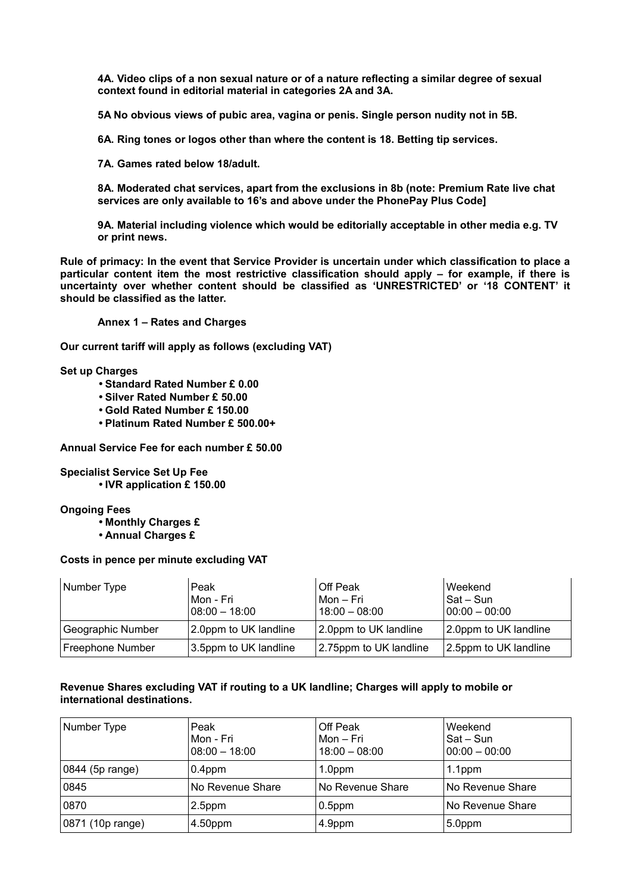**4A. Video clips of a non sexual nature or of a nature reflecting a similar degree of sexual context found in editorial material in categories 2A and 3A.**

**5A No obvious views of pubic area, vagina or penis. Single person nudity not in 5B.**

**6A. Ring tones or logos other than where the content is 18. Betting tip services.**

**7A. Games rated below 18/adult.**

**8A. Moderated chat services, apart from the exclusions in 8b (note: Premium Rate live chat services are only available to 16's and above under the PhonePay Plus Code]**

**9A. Material including violence which would be editorially acceptable in other media e.g. TV or print news.**

**Rule of primacy: In the event that Service Provider is uncertain under which classification to place a particular content item the most restrictive classification should apply – for example, if there is uncertainty over whether content should be classified as 'UNRESTRICTED' or '18 CONTENT' it should be classified as the latter.**

## Annex 1 – Rates and Charges

**Our current tariff will apply as follows (excluding VAT)**

**Set up Charges**

- **Standard Rated Number £ 0.00**
- **Silver Rated Number £ 50.00**
- **Gold Rated Number £ 150.00**
- **Platinum Rated Number £ 500.00+**

**Annual Service Fee for each number £ 50.00**

**Specialist Service Set Up Fee**

- **IVR application £ 150.00**

**Ongoing Fees**

- **Monthly Charges £**
- **Annual Charges £**

**Costs in pence per minute excluding VAT**

| Number Type | Peak Mon - Fri 08:00 – 18:00 | Off Peak Mon – Fri 18:00 – 08:00 | Weekend Sat – Sun 00:00 – 00:00 |
|---|---|---|---|
| Geographic Number | 2.0ppm to UK landline | 2.0ppm to UK landline | 2.0ppm to UK landline |
| Freephone Number | 3.5ppm to UK landline | 2.75ppm to UK landline | 2.5ppm to UK landline |

**Revenue Shares excluding VAT if routing to a UK landline; Charges will apply to mobile or international destinations.**

| Number Type | Peak Mon - Fri 08:00 – 18:00 | Off Peak Mon – Fri 18:00 – 08:00 | Weekend Sat – Sun 00:00 – 00:00 |
|---|---|---|---|
| 0844 (5p range) | 0.4ppm | 1.0ppm | 1.1ppm |
| 0845 | No Revenue Share | No Revenue Share | No Revenue Share |
| 0870 | 2.5ppm | 0.5ppm | No Revenue Share |
| 0871 (10p range) | 4.50ppm | 4.9ppm | 5.0ppm |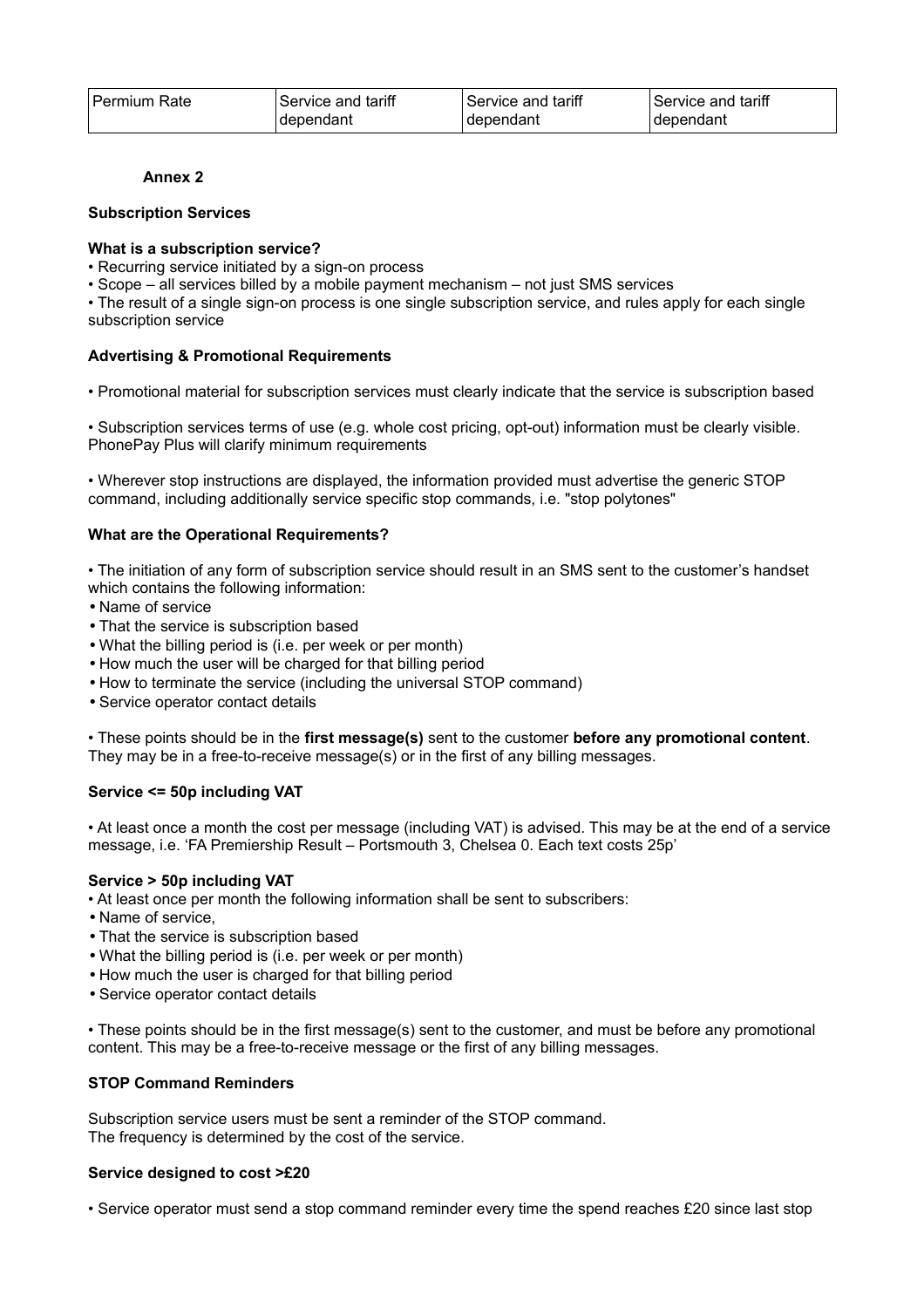| Permium Rate | Service and tariff dependant | Service and tariff dependant | Service and tariff dependant |
|---|---|---|---|

**Annex 2**

**Subscription Services**

**What is a subscription service?**

• Recurring service initiated by a sign-on process
• Scope – all services billed by a mobile payment mechanism – not just SMS services
• The result of a single sign-on process is one single subscription service, and rules apply for each single subscription service

**Advertising & Promotional Requirements**

• Promotional material for subscription services must clearly indicate that the service is subscription based

• Subscription services terms of use (e.g. whole cost pricing, opt-out) information must be clearly visible. PhonePay Plus will clarify minimum requirements

• Wherever stop instructions are displayed, the information provided must advertise the generic STOP command, including additionally service specific stop commands, i.e. "stop polytones"

**What are the Operational Requirements?**

• The initiation of any form of subscription service should result in an SMS sent to the customer's handset which contains the following information:

- Name of service
- That the service is subscription based
- What the billing period is (i.e. per week or per month)
- How much the user will be charged for that billing period
- How to terminate the service (including the universal STOP command)
- Service operator contact details

• These points should be in the **first message(s)** sent to the customer **before any promotional content**. They may be in a free-to-receive message(s) or in the first of any billing messages.

**Service <= 50p including VAT**

• At least once a month the cost per message (including VAT) is advised. This may be at the end of a service message, i.e. 'FA Premiership Result – Portsmouth 3, Chelsea 0. Each text costs 25p'

**Service > 50p including VAT**

• At least once per month the following information shall be sent to subscribers:

- Name of service,
- That the service is subscription based
- What the billing period is (i.e. per week or per month)
- How much the user is charged for that billing period
- Service operator contact details

• These points should be in the first message(s) sent to the customer, and must be before any promotional content. This may be a free-to-receive message or the first of any billing messages.

**STOP Command Reminders**

Subscription service users must be sent a reminder of the STOP command.
The frequency is determined by the cost of the service.

**Service designed to cost >£20**

• Service operator must send a stop command reminder every time the spend reaches £20 since last stop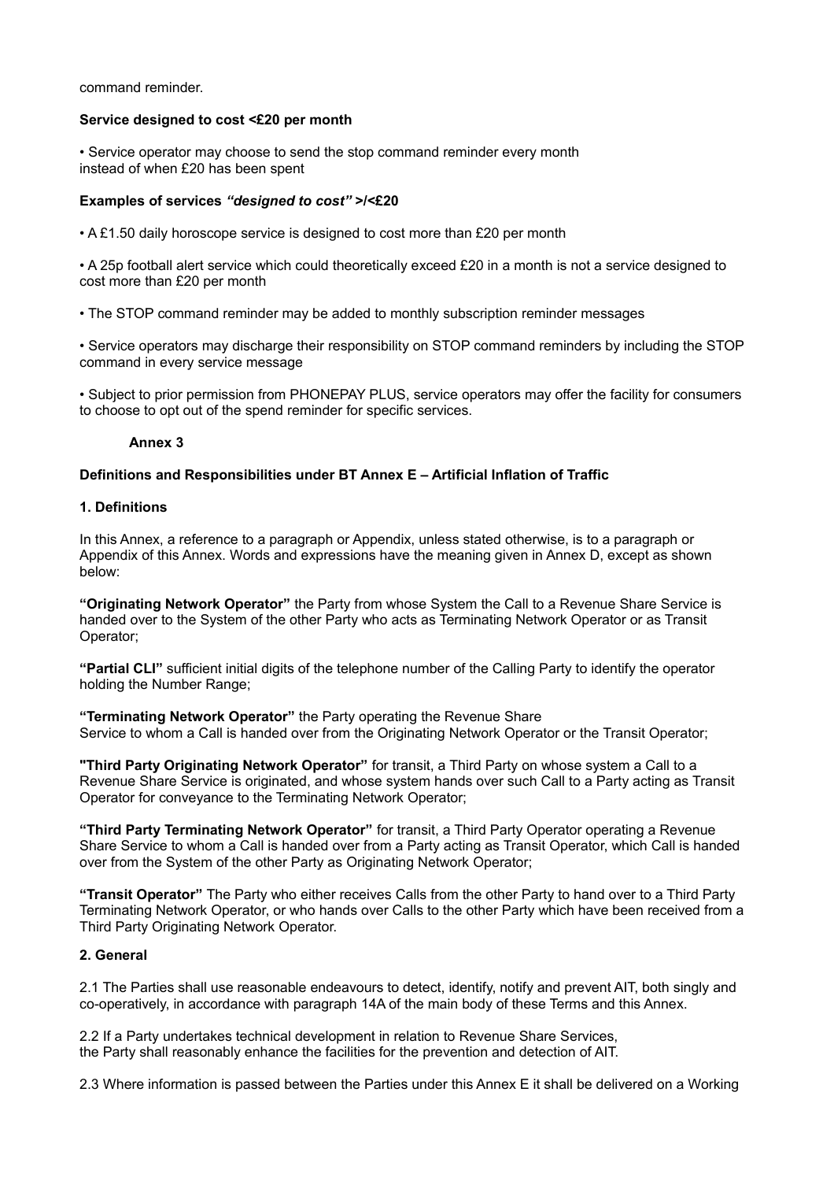command reminder.

**Service designed to cost <£20 per month**

• Service operator may choose to send the stop command reminder every month instead of when £20 has been spent

**Examples of services *"designed to cost"* >/<£20**

• A £1.50 daily horoscope service is designed to cost more than £20 per month

• A 25p football alert service which could theoretically exceed £20 in a month is not a service designed to cost more than £20 per month

• The STOP command reminder may be added to monthly subscription reminder messages

• Service operators may discharge their responsibility on STOP command reminders by including the STOP command in every service message

• Subject to prior permission from PHONEPAY PLUS, service operators may offer the facility for consumers to choose to opt out of the spend reminder for specific services.

## Annex 3

### Definitions and Responsibilities under BT Annex E – Artificial Inflation of Traffic

#### 1. Definitions

In this Annex, a reference to a paragraph or Appendix, unless stated otherwise, is to a paragraph or Appendix of this Annex. Words and expressions have the meaning given in Annex D, except as shown below:

**"Originating Network Operator"** the Party from whose System the Call to a Revenue Share Service is handed over to the System of the other Party who acts as Terminating Network Operator or as Transit Operator;

**"Partial CLI"** sufficient initial digits of the telephone number of the Calling Party to identify the operator holding the Number Range;

**"Terminating Network Operator"** the Party operating the Revenue Share Service to whom a Call is handed over from the Originating Network Operator or the Transit Operator;

**"Third Party Originating Network Operator"** for transit, a Third Party on whose system a Call to a Revenue Share Service is originated, and whose system hands over such Call to a Party acting as Transit Operator for conveyance to the Terminating Network Operator;

**"Third Party Terminating Network Operator"** for transit, a Third Party Operator operating a Revenue Share Service to whom a Call is handed over from a Party acting as Transit Operator, which Call is handed over from the System of the other Party as Originating Network Operator;

**"Transit Operator"** The Party who either receives Calls from the other Party to hand over to a Third Party Terminating Network Operator, or who hands over Calls to the other Party which have been received from a Third Party Originating Network Operator.

#### 2. General

2.1 The Parties shall use reasonable endeavours to detect, identify, notify and prevent AIT, both singly and co-operatively, in accordance with paragraph 14A of the main body of these Terms and this Annex.

2.2 If a Party undertakes technical development in relation to Revenue Share Services, the Party shall reasonably enhance the facilities for the prevention and detection of AIT.

2.3 Where information is passed between the Parties under this Annex E it shall be delivered on a Working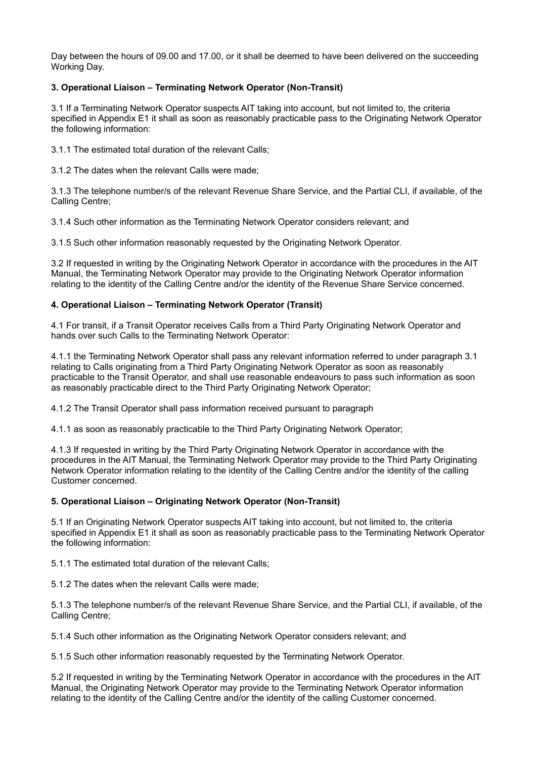Day between the hours of 09.00 and 17.00, or it shall be deemed to have been delivered on the succeeding Working Day.

### 3. Operational Liaison – Terminating Network Operator (Non-Transit)

3.1 If a Terminating Network Operator suspects AIT taking into account, but not limited to, the criteria specified in Appendix E1 it shall as soon as reasonably practicable pass to the Originating Network Operator the following information:

3.1.1 The estimated total duration of the relevant Calls;

3.1.2 The dates when the relevant Calls were made;

3.1.3 The telephone number/s of the relevant Revenue Share Service, and the Partial CLI, if available, of the Calling Centre;

3.1.4 Such other information as the Terminating Network Operator considers relevant; and

3.1.5 Such other information reasonably requested by the Originating Network Operator.

3.2 If requested in writing by the Originating Network Operator in accordance with the procedures in the AIT Manual, the Terminating Network Operator may provide to the Originating Network Operator information relating to the identity of the Calling Centre and/or the identity of the Revenue Share Service concerned.

### 4. Operational Liaison – Terminating Network Operator (Transit)

4.1 For transit, if a Transit Operator receives Calls from a Third Party Originating Network Operator and hands over such Calls to the Terminating Network Operator:

4.1.1 the Terminating Network Operator shall pass any relevant information referred to under paragraph 3.1 relating to Calls originating from a Third Party Originating Network Operator as soon as reasonably practicable to the Transit Operator, and shall use reasonable endeavours to pass such information as soon as reasonably practicable direct to the Third Party Originating Network Operator;

4.1.2 The Transit Operator shall pass information received pursuant to paragraph

4.1.1 as soon as reasonably practicable to the Third Party Originating Network Operator;

4.1.3 If requested in writing by the Third Party Originating Network Operator in accordance with the procedures in the AIT Manual, the Terminating Network Operator may provide to the Third Party Originating Network Operator information relating to the identity of the Calling Centre and/or the identity of the calling Customer concerned.

### 5. Operational Liaison – Originating Network Operator (Non-Transit)

5.1 If an Originating Network Operator suspects AIT taking into account, but not limited to, the criteria specified in Appendix E1 it shall as soon as reasonably practicable pass to the Terminating Network Operator the following information:

5.1.1 The estimated total duration of the relevant Calls;

5.1.2 The dates when the relevant Calls were made;

5.1.3 The telephone number/s of the relevant Revenue Share Service, and the Partial CLI, if available, of the Calling Centre;

5.1.4 Such other information as the Originating Network Operator considers relevant; and

5.1.5 Such other information reasonably requested by the Terminating Network Operator.

5.2 If requested in writing by the Terminating Network Operator in accordance with the procedures in the AIT Manual, the Originating Network Operator may provide to the Terminating Network Operator information relating to the identity of the Calling Centre and/or the identity of the calling Customer concerned.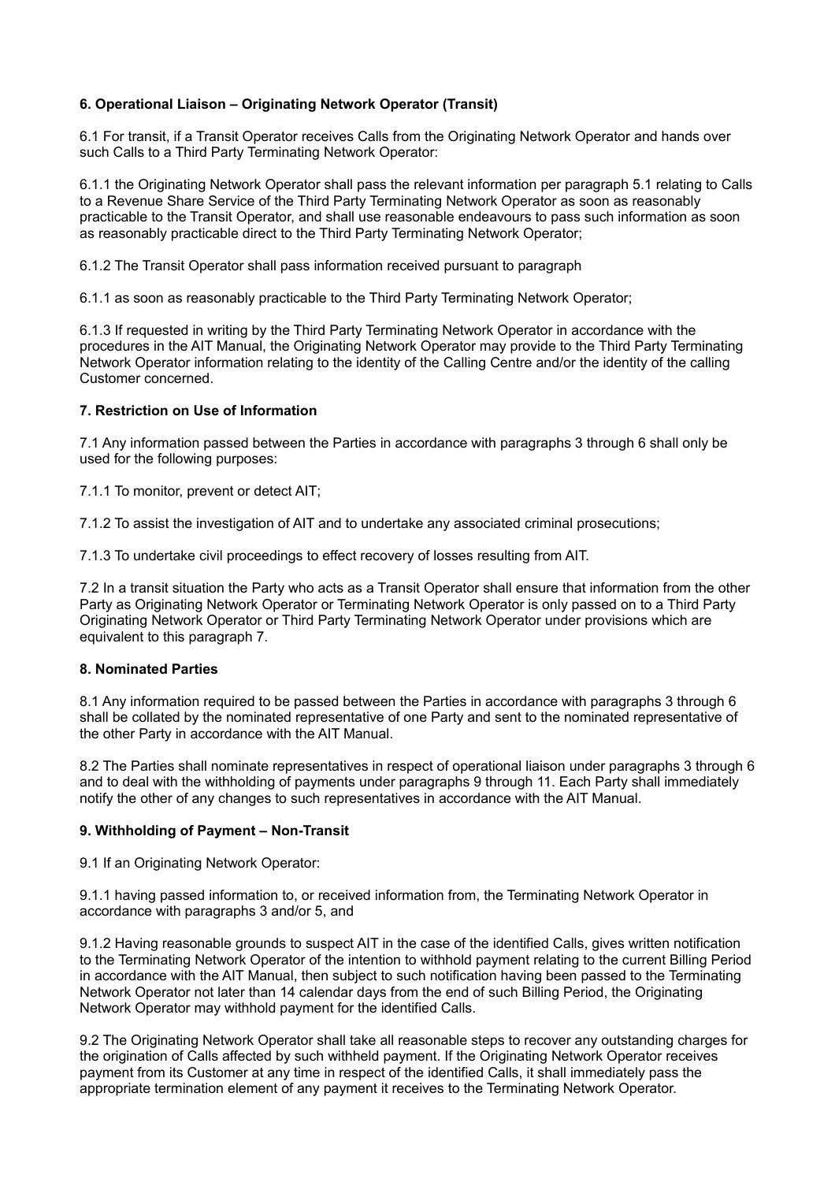**6. Operational Liaison – Originating Network Operator (Transit)**

6.1 For transit, if a Transit Operator receives Calls from the Originating Network Operator and hands over such Calls to a Third Party Terminating Network Operator:

6.1.1 the Originating Network Operator shall pass the relevant information per paragraph 5.1 relating to Calls to a Revenue Share Service of the Third Party Terminating Network Operator as soon as reasonably practicable to the Transit Operator, and shall use reasonable endeavours to pass such information as soon as reasonably practicable direct to the Third Party Terminating Network Operator;

6.1.2 The Transit Operator shall pass information received pursuant to paragraph

6.1.1 as soon as reasonably practicable to the Third Party Terminating Network Operator;

6.1.3 If requested in writing by the Third Party Terminating Network Operator in accordance with the procedures in the AIT Manual, the Originating Network Operator may provide to the Third Party Terminating Network Operator information relating to the identity of the Calling Centre and/or the identity of the calling Customer concerned.

**7. Restriction on Use of Information**

7.1 Any information passed between the Parties in accordance with paragraphs 3 through 6 shall only be used for the following purposes:

7.1.1 To monitor, prevent or detect AIT;

7.1.2 To assist the investigation of AIT and to undertake any associated criminal prosecutions;

7.1.3 To undertake civil proceedings to effect recovery of losses resulting from AIT.

7.2 In a transit situation the Party who acts as a Transit Operator shall ensure that information from the other Party as Originating Network Operator or Terminating Network Operator is only passed on to a Third Party Originating Network Operator or Third Party Terminating Network Operator under provisions which are equivalent to this paragraph 7.

**8. Nominated Parties**

8.1 Any information required to be passed between the Parties in accordance with paragraphs 3 through 6 shall be collated by the nominated representative of one Party and sent to the nominated representative of the other Party in accordance with the AIT Manual.

8.2 The Parties shall nominate representatives in respect of operational liaison under paragraphs 3 through 6 and to deal with the withholding of payments under paragraphs 9 through 11. Each Party shall immediately notify the other of any changes to such representatives in accordance with the AIT Manual.

**9. Withholding of Payment – Non-Transit**

9.1 If an Originating Network Operator:

9.1.1 having passed information to, or received information from, the Terminating Network Operator in accordance with paragraphs 3 and/or 5, and

9.1.2 Having reasonable grounds to suspect AIT in the case of the identified Calls, gives written notification to the Terminating Network Operator of the intention to withhold payment relating to the current Billing Period in accordance with the AIT Manual, then subject to such notification having been passed to the Terminating Network Operator not later than 14 calendar days from the end of such Billing Period, the Originating Network Operator may withhold payment for the identified Calls.

9.2 The Originating Network Operator shall take all reasonable steps to recover any outstanding charges for the origination of Calls affected by such withheld payment. If the Originating Network Operator receives payment from its Customer at any time in respect of the identified Calls, it shall immediately pass the appropriate termination element of any payment it receives to the Terminating Network Operator.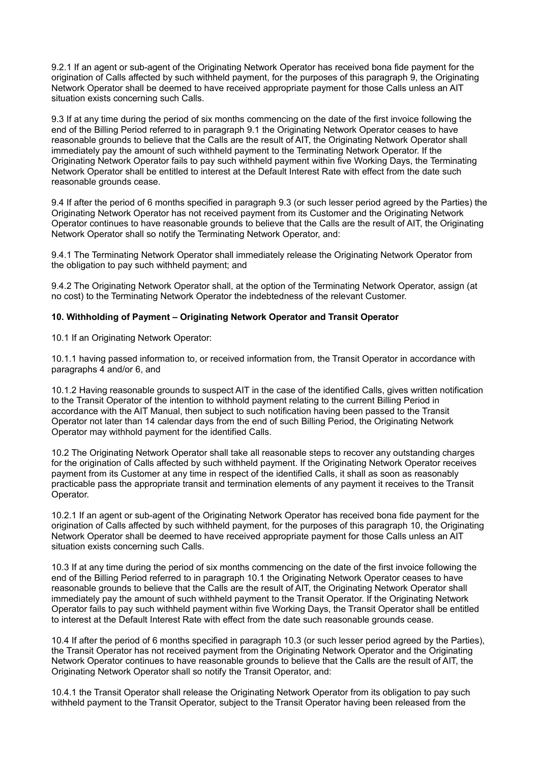9.2.1 If an agent or sub-agent of the Originating Network Operator has received bona fide payment for the origination of Calls affected by such withheld payment, for the purposes of this paragraph 9, the Originating Network Operator shall be deemed to have received appropriate payment for those Calls unless an AIT situation exists concerning such Calls.

9.3 If at any time during the period of six months commencing on the date of the first invoice following the end of the Billing Period referred to in paragraph 9.1 the Originating Network Operator ceases to have reasonable grounds to believe that the Calls are the result of AIT, the Originating Network Operator shall immediately pay the amount of such withheld payment to the Terminating Network Operator. If the Originating Network Operator fails to pay such withheld payment within five Working Days, the Terminating Network Operator shall be entitled to interest at the Default Interest Rate with effect from the date such reasonable grounds cease.

9.4 If after the period of 6 months specified in paragraph 9.3 (or such lesser period agreed by the Parties) the Originating Network Operator has not received payment from its Customer and the Originating Network Operator continues to have reasonable grounds to believe that the Calls are the result of AIT, the Originating Network Operator shall so notify the Terminating Network Operator, and:

9.4.1 The Terminating Network Operator shall immediately release the Originating Network Operator from the obligation to pay such withheld payment; and

9.4.2 The Originating Network Operator shall, at the option of the Terminating Network Operator, assign (at no cost) to the Terminating Network Operator the indebtedness of the relevant Customer.

**10. Withholding of Payment – Originating Network Operator and Transit Operator**

10.1 If an Originating Network Operator:

10.1.1 having passed information to, or received information from, the Transit Operator in accordance with paragraphs 4 and/or 6, and

10.1.2 Having reasonable grounds to suspect AIT in the case of the identified Calls, gives written notification to the Transit Operator of the intention to withhold payment relating to the current Billing Period in accordance with the AIT Manual, then subject to such notification having been passed to the Transit Operator not later than 14 calendar days from the end of such Billing Period, the Originating Network Operator may withhold payment for the identified Calls.

10.2 The Originating Network Operator shall take all reasonable steps to recover any outstanding charges for the origination of Calls affected by such withheld payment. If the Originating Network Operator receives payment from its Customer at any time in respect of the identified Calls, it shall as soon as reasonably practicable pass the appropriate transit and termination elements of any payment it receives to the Transit Operator.

10.2.1 If an agent or sub-agent of the Originating Network Operator has received bona fide payment for the origination of Calls affected by such withheld payment, for the purposes of this paragraph 10, the Originating Network Operator shall be deemed to have received appropriate payment for those Calls unless an AIT situation exists concerning such Calls.

10.3 If at any time during the period of six months commencing on the date of the first invoice following the end of the Billing Period referred to in paragraph 10.1 the Originating Network Operator ceases to have reasonable grounds to believe that the Calls are the result of AIT, the Originating Network Operator shall immediately pay the amount of such withheld payment to the Transit Operator. If the Originating Network Operator fails to pay such withheld payment within five Working Days, the Transit Operator shall be entitled to interest at the Default Interest Rate with effect from the date such reasonable grounds cease.

10.4 If after the period of 6 months specified in paragraph 10.3 (or such lesser period agreed by the Parties), the Transit Operator has not received payment from the Originating Network Operator and the Originating Network Operator continues to have reasonable grounds to believe that the Calls are the result of AIT, the Originating Network Operator shall so notify the Transit Operator, and:

10.4.1 the Transit Operator shall release the Originating Network Operator from its obligation to pay such withheld payment to the Transit Operator, subject to the Transit Operator having been released from the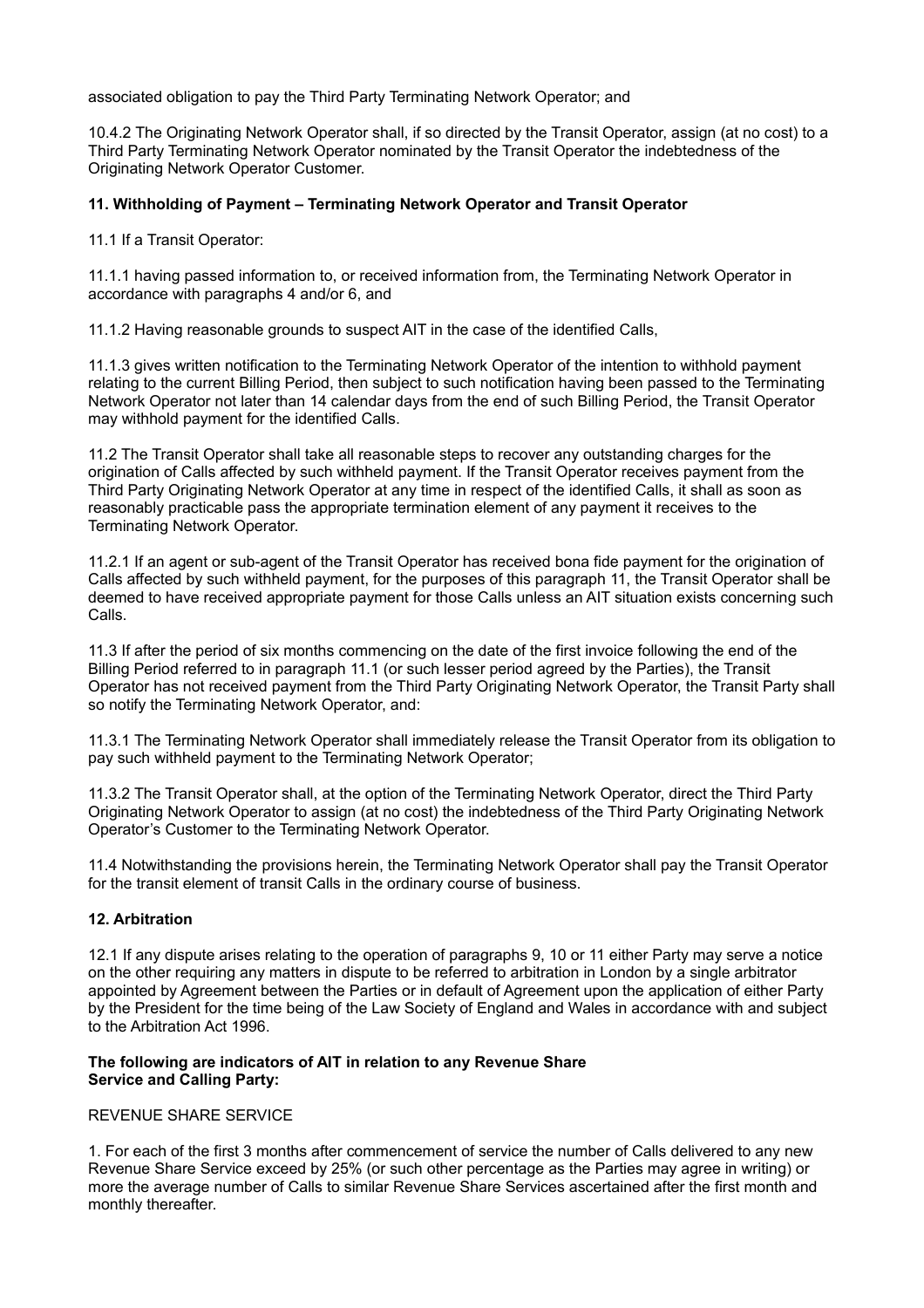associated obligation to pay the Third Party Terminating Network Operator; and

10.4.2 The Originating Network Operator shall, if so directed by the Transit Operator, assign (at no cost) to a Third Party Terminating Network Operator nominated by the Transit Operator the indebtedness of the Originating Network Operator Customer.

### 11. Withholding of Payment – Terminating Network Operator and Transit Operator

11.1 If a Transit Operator:

11.1.1 having passed information to, or received information from, the Terminating Network Operator in accordance with paragraphs 4 and/or 6, and

11.1.2 Having reasonable grounds to suspect AIT in the case of the identified Calls,

11.1.3 gives written notification to the Terminating Network Operator of the intention to withhold payment relating to the current Billing Period, then subject to such notification having been passed to the Terminating Network Operator not later than 14 calendar days from the end of such Billing Period, the Transit Operator may withhold payment for the identified Calls.

11.2 The Transit Operator shall take all reasonable steps to recover any outstanding charges for the origination of Calls affected by such withheld payment. If the Transit Operator receives payment from the Third Party Originating Network Operator at any time in respect of the identified Calls, it shall as soon as reasonably practicable pass the appropriate termination element of any payment it receives to the Terminating Network Operator.

11.2.1 If an agent or sub-agent of the Transit Operator has received bona fide payment for the origination of Calls affected by such withheld payment, for the purposes of this paragraph 11, the Transit Operator shall be deemed to have received appropriate payment for those Calls unless an AIT situation exists concerning such Calls.

11.3 If after the period of six months commencing on the date of the first invoice following the end of the Billing Period referred to in paragraph 11.1 (or such lesser period agreed by the Parties), the Transit Operator has not received payment from the Third Party Originating Network Operator, the Transit Party shall so notify the Terminating Network Operator, and:

11.3.1 The Terminating Network Operator shall immediately release the Transit Operator from its obligation to pay such withheld payment to the Terminating Network Operator;

11.3.2 The Transit Operator shall, at the option of the Terminating Network Operator, direct the Third Party Originating Network Operator to assign (at no cost) the indebtedness of the Third Party Originating Network Operator's Customer to the Terminating Network Operator.

11.4 Notwithstanding the provisions herein, the Terminating Network Operator shall pay the Transit Operator for the transit element of transit Calls in the ordinary course of business.

### 12. Arbitration

12.1 If any dispute arises relating to the operation of paragraphs 9, 10 or 11 either Party may serve a notice on the other requiring any matters in dispute to be referred to arbitration in London by a single arbitrator appointed by Agreement between the Parties or in default of Agreement upon the application of either Party by the President for the time being of the Law Society of England and Wales in accordance with and subject to the Arbitration Act 1996.

**The following are indicators of AIT in relation to any Revenue Share Service and Calling Party:**

REVENUE SHARE SERVICE

1. For each of the first 3 months after commencement of service the number of Calls delivered to any new Revenue Share Service exceed by 25% (or such other percentage as the Parties may agree in writing) or more the average number of Calls to similar Revenue Share Services ascertained after the first month and monthly thereafter.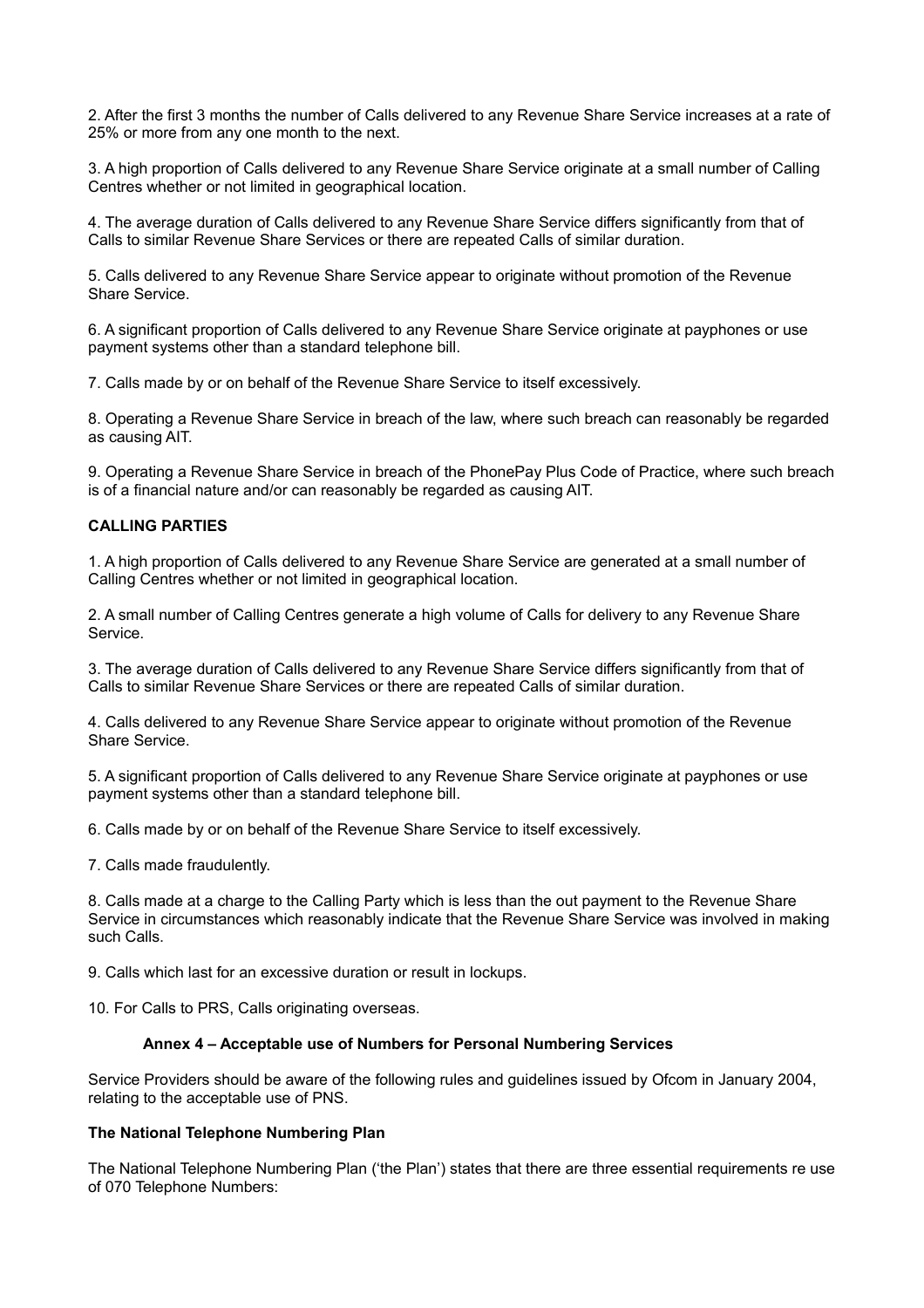2. After the first 3 months the number of Calls delivered to any Revenue Share Service increases at a rate of 25% or more from any one month to the next.

3. A high proportion of Calls delivered to any Revenue Share Service originate at a small number of Calling Centres whether or not limited in geographical location.

4. The average duration of Calls delivered to any Revenue Share Service differs significantly from that of Calls to similar Revenue Share Services or there are repeated Calls of similar duration.

5. Calls delivered to any Revenue Share Service appear to originate without promotion of the Revenue Share Service.

6. A significant proportion of Calls delivered to any Revenue Share Service originate at payphones or use payment systems other than a standard telephone bill.

7. Calls made by or on behalf of the Revenue Share Service to itself excessively.

8. Operating a Revenue Share Service in breach of the law, where such breach can reasonably be regarded as causing AIT.

9. Operating a Revenue Share Service in breach of the PhonePay Plus Code of Practice, where such breach is of a financial nature and/or can reasonably be regarded as causing AIT.

**CALLING PARTIES**

1. A high proportion of Calls delivered to any Revenue Share Service are generated at a small number of Calling Centres whether or not limited in geographical location.

2. A small number of Calling Centres generate a high volume of Calls for delivery to any Revenue Share Service.

3. The average duration of Calls delivered to any Revenue Share Service differs significantly from that of Calls to similar Revenue Share Services or there are repeated Calls of similar duration.

4. Calls delivered to any Revenue Share Service appear to originate without promotion of the Revenue Share Service.

5. A significant proportion of Calls delivered to any Revenue Share Service originate at payphones or use payment systems other than a standard telephone bill.

6. Calls made by or on behalf of the Revenue Share Service to itself excessively.

7. Calls made fraudulently.

8. Calls made at a charge to the Calling Party which is less than the out payment to the Revenue Share Service in circumstances which reasonably indicate that the Revenue Share Service was involved in making such Calls.

9. Calls which last for an excessive duration or result in lockups.

10. For Calls to PRS, Calls originating overseas.

## Annex 4 – Acceptable use of Numbers for Personal Numbering Services

Service Providers should be aware of the following rules and guidelines issued by Ofcom in January 2004, relating to the acceptable use of PNS.

**The National Telephone Numbering Plan**

The National Telephone Numbering Plan ('the Plan') states that there are three essential requirements re use of 070 Telephone Numbers: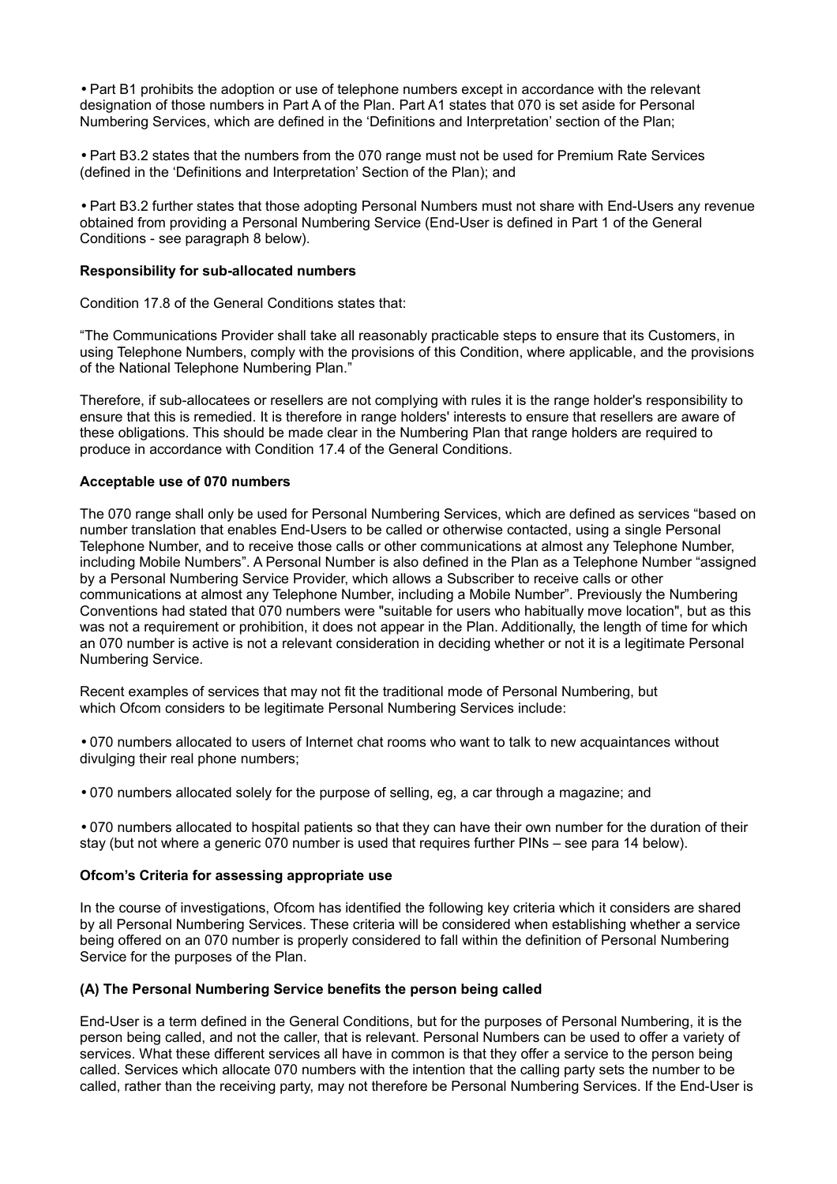- Part B1 prohibits the adoption or use of telephone numbers except in accordance with the relevant designation of those numbers in Part A of the Plan. Part A1 states that 070 is set aside for Personal Numbering Services, which are defined in the 'Definitions and Interpretation' section of the Plan;

- Part B3.2 states that the numbers from the 070 range must not be used for Premium Rate Services (defined in the 'Definitions and Interpretation' Section of the Plan); and

- Part B3.2 further states that those adopting Personal Numbers must not share with End-Users any revenue obtained from providing a Personal Numbering Service (End-User is defined in Part 1 of the General Conditions - see paragraph 8 below).

**Responsibility for sub-allocated numbers**

Condition 17.8 of the General Conditions states that:

"The Communications Provider shall take all reasonably practicable steps to ensure that its Customers, in using Telephone Numbers, comply with the provisions of this Condition, where applicable, and the provisions of the National Telephone Numbering Plan."

Therefore, if sub-allocatees or resellers are not complying with rules it is the range holder's responsibility to ensure that this is remedied. It is therefore in range holders' interests to ensure that resellers are aware of these obligations. This should be made clear in the Numbering Plan that range holders are required to produce in accordance with Condition 17.4 of the General Conditions.

**Acceptable use of 070 numbers**

The 070 range shall only be used for Personal Numbering Services, which are defined as services "based on number translation that enables End-Users to be called or otherwise contacted, using a single Personal Telephone Number, and to receive those calls or other communications at almost any Telephone Number, including Mobile Numbers". A Personal Number is also defined in the Plan as a Telephone Number "assigned by a Personal Numbering Service Provider, which allows a Subscriber to receive calls or other communications at almost any Telephone Number, including a Mobile Number". Previously the Numbering Conventions had stated that 070 numbers were "suitable for users who habitually move location", but as this was not a requirement or prohibition, it does not appear in the Plan. Additionally, the length of time for which an 070 number is active is not a relevant consideration in deciding whether or not it is a legitimate Personal Numbering Service.

Recent examples of services that may not fit the traditional mode of Personal Numbering, but which Ofcom considers to be legitimate Personal Numbering Services include:

- 070 numbers allocated to users of Internet chat rooms who want to talk to new acquaintances without divulging their real phone numbers;

- 070 numbers allocated solely for the purpose of selling, eg, a car through a magazine; and

- 070 numbers allocated to hospital patients so that they can have their own number for the duration of their stay (but not where a generic 070 number is used that requires further PINs – see para 14 below).

**Ofcom's Criteria for assessing appropriate use**

In the course of investigations, Ofcom has identified the following key criteria which it considers are shared by all Personal Numbering Services. These criteria will be considered when establishing whether a service being offered on an 070 number is properly considered to fall within the definition of Personal Numbering Service for the purposes of the Plan.

**(A) The Personal Numbering Service benefits the person being called**

End-User is a term defined in the General Conditions, but for the purposes of Personal Numbering, it is the person being called, and not the caller, that is relevant. Personal Numbers can be used to offer a variety of services. What these different services all have in common is that they offer a service to the person being called. Services which allocate 070 numbers with the intention that the calling party sets the number to be called, rather than the receiving party, may not therefore be Personal Numbering Services. If the End-User is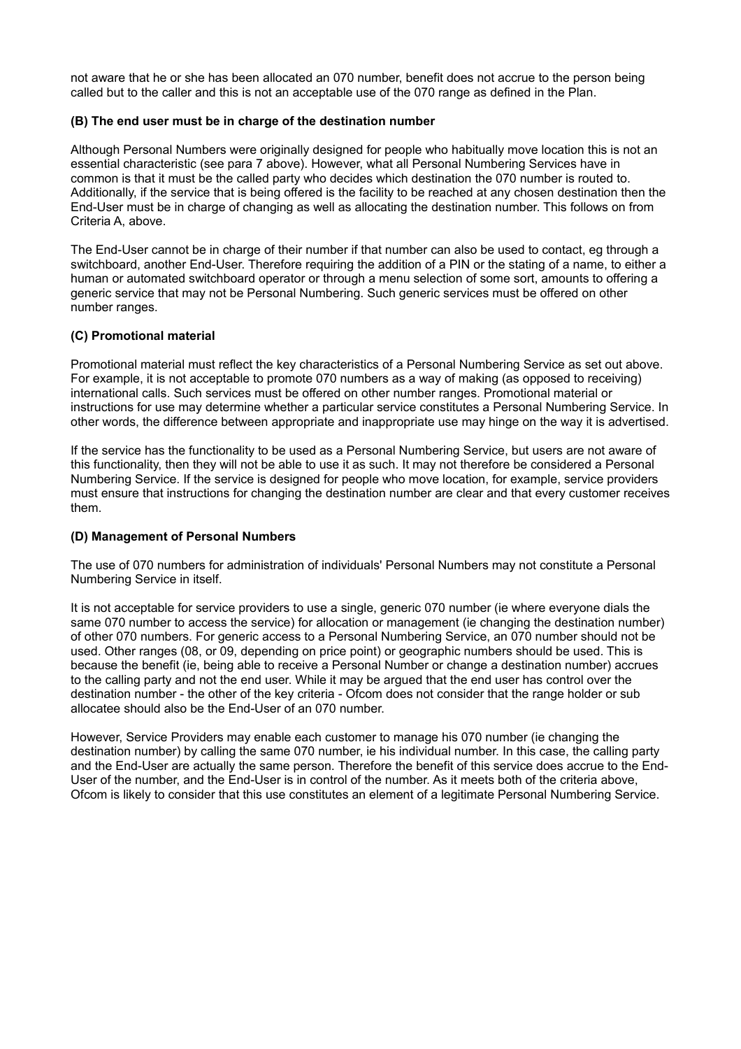not aware that he or she has been allocated an 070 number, benefit does not accrue to the person being called but to the caller and this is not an acceptable use of the 070 range as defined in the Plan.

**(B) The end user must be in charge of the destination number**

Although Personal Numbers were originally designed for people who habitually move location this is not an essential characteristic (see para 7 above). However, what all Personal Numbering Services have in common is that it must be the called party who decides which destination the 070 number is routed to. Additionally, if the service that is being offered is the facility to be reached at any chosen destination then the End-User must be in charge of changing as well as allocating the destination number. This follows on from Criteria A, above.

The End-User cannot be in charge of their number if that number can also be used to contact, eg through a switchboard, another End-User. Therefore requiring the addition of a PIN or the stating of a name, to either a human or automated switchboard operator or through a menu selection of some sort, amounts to offering a generic service that may not be Personal Numbering. Such generic services must be offered on other number ranges.

**(C) Promotional material**

Promotional material must reflect the key characteristics of a Personal Numbering Service as set out above. For example, it is not acceptable to promote 070 numbers as a way of making (as opposed to receiving) international calls. Such services must be offered on other number ranges. Promotional material or instructions for use may determine whether a particular service constitutes a Personal Numbering Service. In other words, the difference between appropriate and inappropriate use may hinge on the way it is advertised.

If the service has the functionality to be used as a Personal Numbering Service, but users are not aware of this functionality, then they will not be able to use it as such. It may not therefore be considered a Personal Numbering Service. If the service is designed for people who move location, for example, service providers must ensure that instructions for changing the destination number are clear and that every customer receives them.

**(D) Management of Personal Numbers**

The use of 070 numbers for administration of individuals' Personal Numbers may not constitute a Personal Numbering Service in itself.

It is not acceptable for service providers to use a single, generic 070 number (ie where everyone dials the same 070 number to access the service) for allocation or management (ie changing the destination number) of other 070 numbers. For generic access to a Personal Numbering Service, an 070 number should not be used. Other ranges (08, or 09, depending on price point) or geographic numbers should be used. This is because the benefit (ie, being able to receive a Personal Number or change a destination number) accrues to the calling party and not the end user. While it may be argued that the end user has control over the destination number - the other of the key criteria - Ofcom does not consider that the range holder or sub allocatee should also be the End-User of an 070 number.

However, Service Providers may enable each customer to manage his 070 number (ie changing the destination number) by calling the same 070 number, ie his individual number. In this case, the calling party and the End-User are actually the same person. Therefore the benefit of this service does accrue to the End-User of the number, and the End-User is in control of the number. As it meets both of the criteria above, Ofcom is likely to consider that this use constitutes an element of a legitimate Personal Numbering Service.